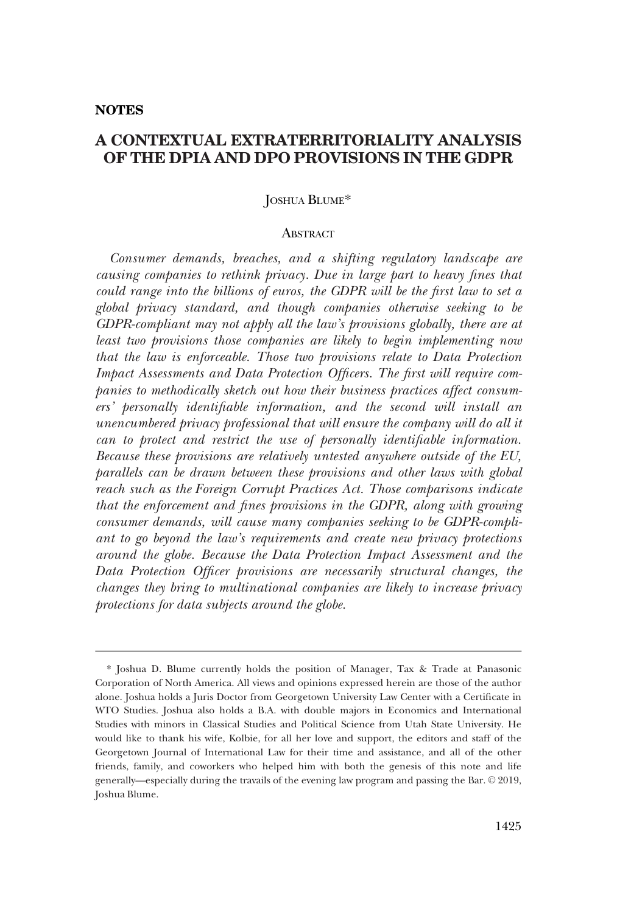**NOTES**

# A CONTEXTUAL EXTRATERRITORIALITY ANALYSIS OF THE DPIA AND DPO PROVISIONS IN THE GDPR

JOSHUA BLUME*

## ABSTRACT

*Consumer demands, breaches, and a shifting regulatory landscape are causing companies to rethink privacy. Due in large part to heavy fines that could range into the billions of euros, the GDPR will be the first law to set a global privacy standard, and though companies otherwise seeking to be GDPR-compliant may not apply all the law's provisions globally, there are at least two provisions those companies are likely to begin implementing now that the law is enforceable. Those two provisions relate to Data Protection Impact Assessments and Data Protection Officers. The first will require companies to methodically sketch out how their business practices affect consumers' personally identifiable information, and the second will install an unencumbered privacy professional that will ensure the company will do all it can to protect and restrict the use of personally identifiable information. Because these provisions are relatively untested anywhere outside of the EU, parallels can be drawn between these provisions and other laws with global reach such as the Foreign Corrupt Practices Act. Those comparisons indicate that the enforcement and fines provisions in the GDPR, along with growing consumer demands, will cause many companies seeking to be GDPR-compliant to go beyond the law's requirements and create new privacy protections around the globe. Because the Data Protection Impact Assessment and the Data Protection Officer provisions are necessarily structural changes, the changes they bring to multinational companies are likely to increase privacy protections for data subjects around the globe.*

---

\* Joshua D. Blume currently holds the position of Manager, Tax & Trade at Panasonic Corporation of North America. All views and opinions expressed herein are those of the author alone. Joshua holds a Juris Doctor from Georgetown University Law Center with a Certificate in WTO Studies. Joshua also holds a B.A. with double majors in Economics and International Studies with minors in Classical Studies and Political Science from Utah State University. He would like to thank his wife, Kolbie, for all her love and support, the editors and staff of the Georgetown Journal of International Law for their time and assistance, and all of the other friends, family, and coworkers who helped him with both the genesis of this note and life generally—especially during the travails of the evening law program and passing the Bar. © 2019, Joshua Blume.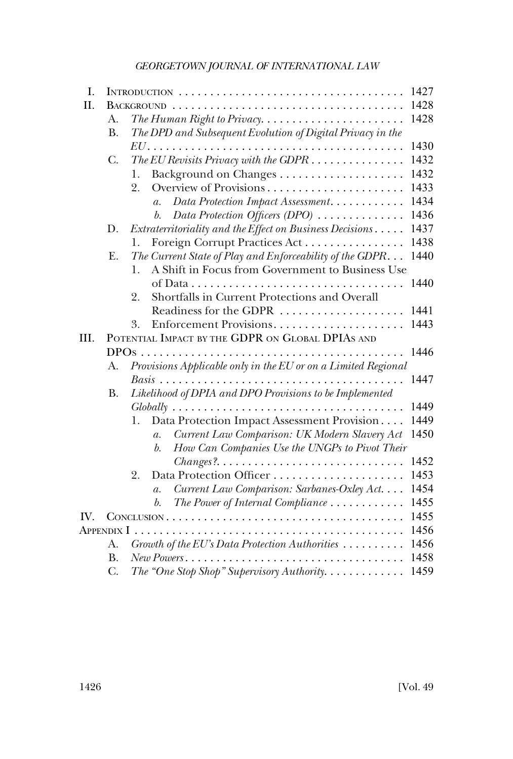| | | | | |
|---|---|---|---|---|
| I. | INTRODUCTION | | | 1427 |
| II. | BACKGROUND | | | 1428 |
| | A. | *The Human Right to Privacy* | | 1428 |
| | B. | *The DPD and Subsequent Evolution of Digital Privacy in the EU* | | 1430 |
| | C. | *The EU Revisits Privacy with the GDPR* | | 1432 |
| | | 1. | Background on Changes | 1432 |
| | | 2. | Overview of Provisions | 1433 |
| | | | *a. Data Protection Impact Assessment* | 1434 |
| | | | *b. Data Protection Officers (DPO)* | 1436 |
| | D. | *Extraterritoriality and the Effect on Business Decisions* | | 1437 |
| | | 1. | Foreign Corrupt Practices Act | 1438 |
| | E. | *The Current State of Play and Enforceability of the GDPR* | | 1440 |
| | | 1. | A Shift in Focus from Government to Business Use of Data | 1440 |
| | | 2. | Shortfalls in Current Protections and Overall Readiness for the GDPR | 1441 |
| | | 3. | Enforcement Provisions | 1443 |
| III. | POTENTIAL IMPACT BY THE GDPR ON GLOBAL DPIAS AND DPOS | | | 1446 |
| | A. | *Provisions Applicable only in the EU or on a Limited Regional Basis* | | 1447 |
| | B. | *Likelihood of DPIA and DPO Provisions to be Implemented Globally* | | 1449 |
| | | 1. | Data Protection Impact Assessment Provision | 1449 |
| | | | *a. Current Law Comparison: UK Modern Slavery Act* | 1450 |
| | | | *b. How Can Companies Use the UNGPs to Pivot Their Changes?* | 1452 |
| | | 2. | Data Protection Officer | 1453 |
| | | | *a. Current Law Comparison: Sarbanes-Oxley Act* | 1454 |
| | | | *b. The Power of Internal Compliance* | 1455 |
| IV. | CONCLUSION | | | 1455 |
| APPENDIX I | | | | 1456 |
| | A. | *Growth of the EU's Data Protection Authorities* | | 1456 |
| | B. | *New Powers* | | 1458 |
| | C. | *The "One Stop Shop" Supervisory Authority* | | 1459 |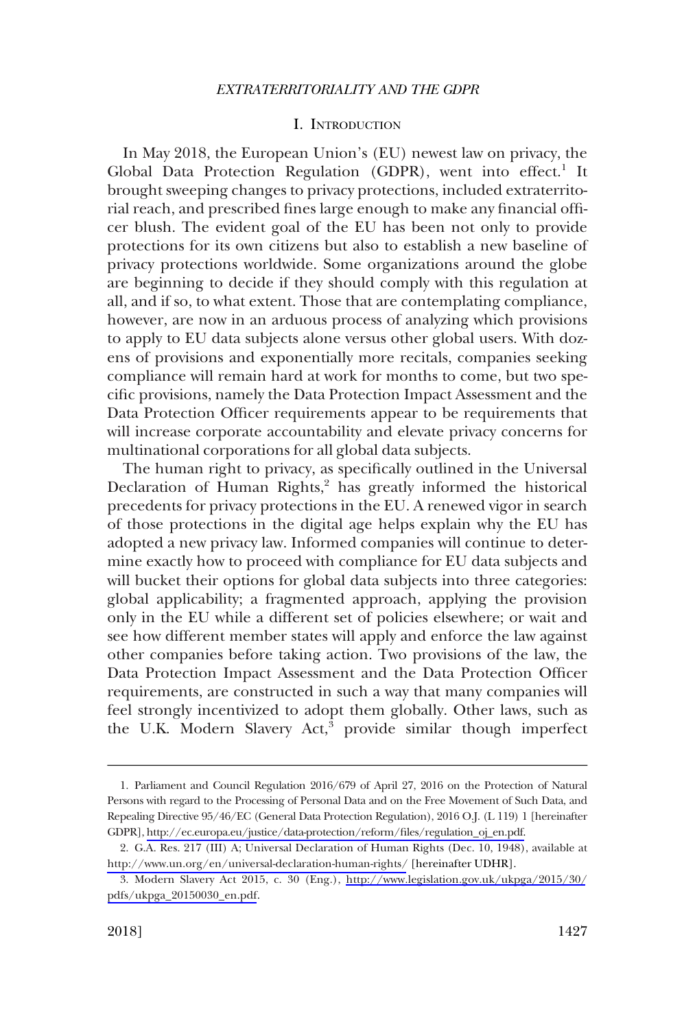## I. INTRODUCTION

In May 2018, the European Union's (EU) newest law on privacy, the Global Data Protection Regulation (GDPR), went into effect.[1] It brought sweeping changes to privacy protections, included extraterritorial reach, and prescribed fines large enough to make any financial officer blush. The evident goal of the EU has been not only to provide protections for its own citizens but also to establish a new baseline of privacy protections worldwide. Some organizations around the globe are beginning to decide if they should comply with this regulation at all, and if so, to what extent. Those that are contemplating compliance, however, are now in an arduous process of analyzing which provisions to apply to EU data subjects alone versus other global users. With dozens of provisions and exponentially more recitals, companies seeking compliance will remain hard at work for months to come, but two specific provisions, namely the Data Protection Impact Assessment and the Data Protection Officer requirements appear to be requirements that will increase corporate accountability and elevate privacy concerns for multinational corporations for all global data subjects.

The human right to privacy, as specifically outlined in the Universal Declaration of Human Rights,[2] has greatly informed the historical precedents for privacy protections in the EU. A renewed vigor in search of those protections in the digital age helps explain why the EU has adopted a new privacy law. Informed companies will continue to determine exactly how to proceed with compliance for EU data subjects and will bucket their options for global data subjects into three categories: global applicability; a fragmented approach, applying the provision only in the EU while a different set of policies elsewhere; or wait and see how different member states will apply and enforce the law against other companies before taking action. Two provisions of the law, the Data Protection Impact Assessment and the Data Protection Officer requirements, are constructed in such a way that many companies will feel strongly incentivized to adopt them globally. Other laws, such as the U.K. Modern Slavery Act,[3] provide similar though imperfect

---

1. Parliament and Council Regulation 2016/679 of April 27, 2016 on the Protection of Natural Persons with regard to the Processing of Personal Data and on the Free Movement of Such Data, and Repealing Directive 95/46/EC (General Data Protection Regulation), 2016 O.J. (L 119) 1 [hereinafter GDPR], http://ec.europa.eu/justice/data-protection/reform/files/regulation_oj_en.pdf.

2. G.A. Res. 217 (III) A; Universal Declaration of Human Rights (Dec. 10, 1948), available at http://www.un.org/en/universal-declaration-human-rights/ [hereinafter UDHR].

3. Modern Slavery Act 2015, c. 30 (Eng.), http://www.legislation.gov.uk/ukpga/2015/30/pdfs/ukpga_20150030_en.pdf.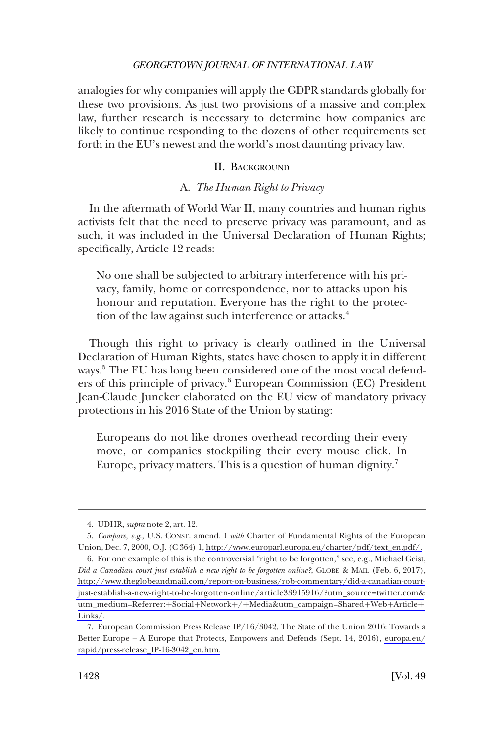analogies for why companies will apply the GDPR standards globally for these two provisions. As just two provisions of a massive and complex law, further research is necessary to determine how companies are likely to continue responding to the dozens of other requirements set forth in the EU's newest and the world's most daunting privacy law.

## II. Background

### A. *The Human Right to Privacy*

In the aftermath of World War II, many countries and human rights activists felt that the need to preserve privacy was paramount, and as such, it was included in the Universal Declaration of Human Rights; specifically, Article 12 reads:

> No one shall be subjected to arbitrary interference with his privacy, family, home or correspondence, nor to attacks upon his honour and reputation. Everyone has the right to the protection of the law against such interference or attacks.[4]

Though this right to privacy is clearly outlined in the Universal Declaration of Human Rights, states have chosen to apply it in different ways.[5] The EU has long been considered one of the most vocal defenders of this principle of privacy.[6] European Commission (EC) President Jean-Claude Juncker elaborated on the EU view of mandatory privacy protections in his 2016 State of the Union by stating:

> Europeans do not like drones overhead recording their every move, or companies stockpiling their every mouse click. In Europe, privacy matters. This is a question of human dignity.[7]

---

4. UDHR, *supra* note 2, art. 12.

5. *Compare, e.g.*, U.S. Const. amend. I *with* Charter of Fundamental Rights of the European Union, Dec. 7, 2000, O.J. (C 364) 1, http://www.europarl.europa.eu/charter/pdf/text_en.pdf/.

6. For one example of this is the controversial "right to be forgotten," see, e.g., Michael Geist, *Did a Canadian court just establish a new right to be forgotten online?*, Globe & Mail (Feb. 6, 2017), http://www.theglobeandmail.com/report-on-business/rob-commentary/did-a-canadian-court-just-establish-a-new-right-to-be-forgotten-online/article33915916/?utm_source=twitter.com&utm_medium=Referrer:+Social+Network+/+Media&utm_campaign=Shared+Web+Article+Links/.

7. European Commission Press Release IP/16/3042, The State of the Union 2016: Towards a Better Europe – A Europe that Protects, Empowers and Defends (Sept. 14, 2016), europa.eu/rapid/press-release_IP-16-3042_en.htm.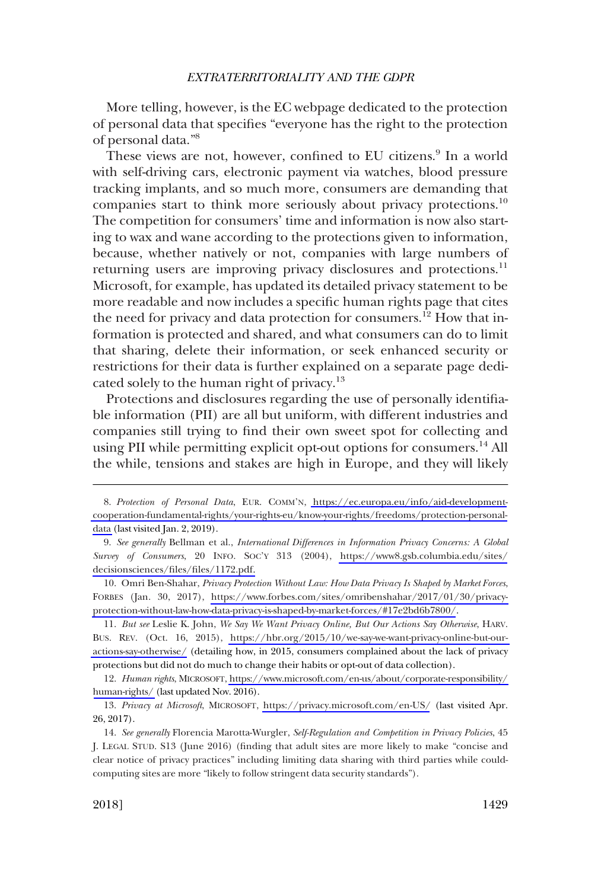More telling, however, is the EC webpage dedicated to the protection of personal data that specifies "everyone has the right to the protection of personal data."[8]

These views are not, however, confined to EU citizens.[9] In a world with self-driving cars, electronic payment via watches, blood pressure tracking implants, and so much more, consumers are demanding that companies start to think more seriously about privacy protections.[10] The competition for consumers' time and information is now also starting to wax and wane according to the protections given to information, because, whether natively or not, companies with large numbers of returning users are improving privacy disclosures and protections.[11] Microsoft, for example, has updated its detailed privacy statement to be more readable and now includes a specific human rights page that cites the need for privacy and data protection for consumers.[12] How that information is protected and shared, and what consumers can do to limit that sharing, delete their information, or seek enhanced security or restrictions for their data is further explained on a separate page dedicated solely to the human right of privacy.[13]

Protections and disclosures regarding the use of personally identifiable information (PII) are all but uniform, with different industries and companies still trying to find their own sweet spot for collecting and using PII while permitting explicit opt-out options for consumers.[14] All the while, tensions and stakes are high in Europe, and they will likely

---

8. *Protection of Personal Data*, EUR. COMM'N, https://ec.europa.eu/info/aid-development-cooperation-fundamental-rights/your-rights-eu/know-your-rights/freedoms/protection-personal-data (last visited Jan. 2, 2019).

9. *See generally* Bellman et al., *International Differences in Information Privacy Concerns: A Global Survey of Consumers*, 20 INFO. SOC'Y 313 (2004), https://www8.gsb.columbia.edu/sites/decisionsciences/files/files/1172.pdf.

10. Omri Ben-Shahar, *Privacy Protection Without Law: How Data Privacy Is Shaped by Market Forces*, FORBES (Jan. 30, 2017), https://www.forbes.com/sites/omribenshahar/2017/01/30/privacy-protection-without-law-how-data-privacy-is-shaped-by-market-forces/#17e2bd6b7800/.

11. *But see* Leslie K. John, *We Say We Want Privacy Online, But Our Actions Say Otherwise*, HARV. BUS. REV. (Oct. 16, 2015), https://hbr.org/2015/10/we-say-we-want-privacy-online-but-our-actions-say-otherwise/ (detailing how, in 2015, consumers complained about the lack of privacy protections but did not do much to change their habits or opt-out of data collection).

12. *Human rights*, MICROSOFT, https://www.microsoft.com/en-us/about/corporate-responsibility/human-rights/ (last updated Nov. 2016).

13. *Privacy at Microsoft*, MICROSOFT, https://privacy.microsoft.com/en-US/ (last visited Apr. 26, 2017).

14. *See generally* Florencia Marotta-Wurgler, *Self-Regulation and Competition in Privacy Policies*, 45 J. LEGAL STUD. S13 (June 2016) (finding that adult sites are more likely to make "concise and clear notice of privacy practices" including limiting data sharing with third parties while could-computing sites are more "likely to follow stringent data security standards").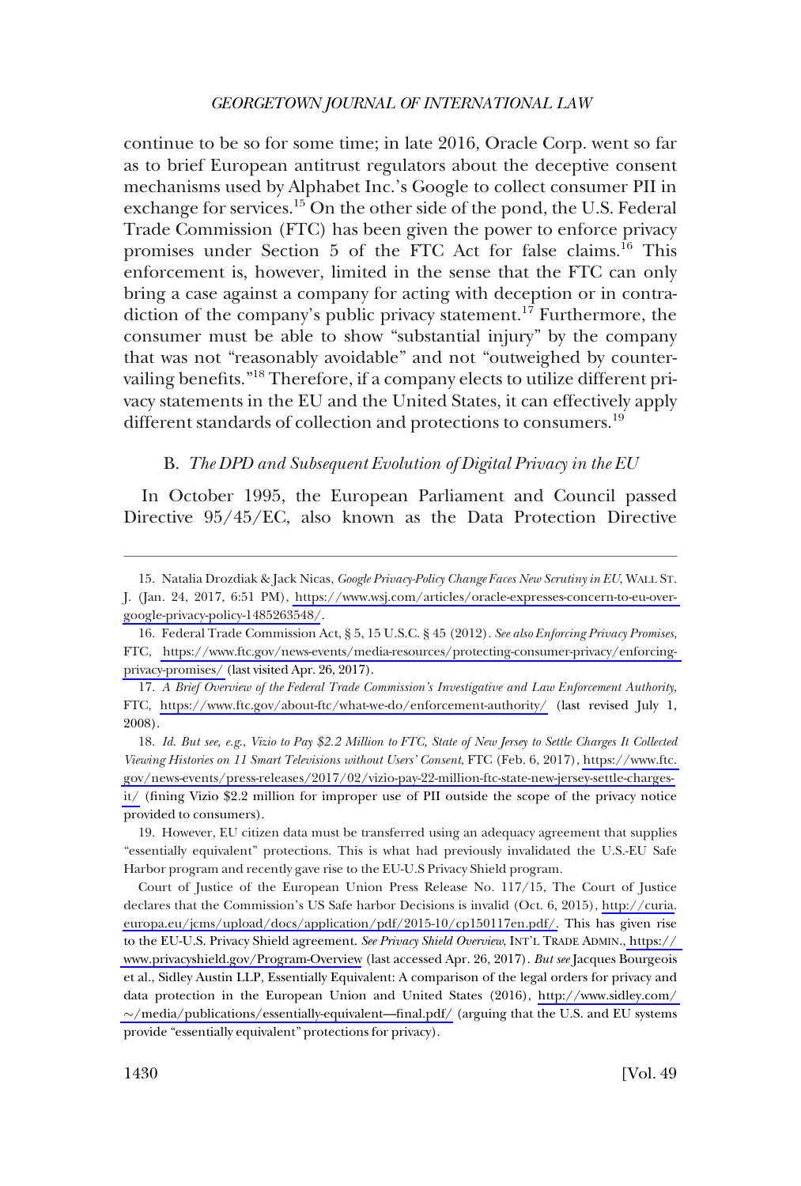continue to be so for some time; in late 2016, Oracle Corp. went so far as to brief European antitrust regulators about the deceptive consent mechanisms used by Alphabet Inc.'s Google to collect consumer PII in exchange for services.[15] On the other side of the pond, the U.S. Federal Trade Commission (FTC) has been given the power to enforce privacy promises under Section 5 of the FTC Act for false claims.[16] This enforcement is, however, limited in the sense that the FTC can only bring a case against a company for acting with deception or in contradiction of the company's public privacy statement.[17] Furthermore, the consumer must be able to show "substantial injury" by the company that was not "reasonably avoidable" and not "outweighed by countervailing benefits."[18] Therefore, if a company elects to utilize different privacy statements in the EU and the United States, it can effectively apply different standards of collection and protections to consumers.[19]

### B. *The DPD and Subsequent Evolution of Digital Privacy in the EU*

In October 1995, the European Parliament and Council passed Directive 95/45/EC, also known as the Data Protection Directive

---

15. Natalia Drozdiak & Jack Nicas, *Google Privacy-Policy Change Faces New Scrutiny in EU*, WALL ST. J. (Jan. 24, 2017, 6:51 PM), https://www.wsj.com/articles/oracle-expresses-concern-to-eu-over-google-privacy-policy-1485263548/.

16. Federal Trade Commission Act, § 5, 15 U.S.C. § 45 (2012). *See also Enforcing Privacy Promises*, FTC, https://www.ftc.gov/news-events/media-resources/protecting-consumer-privacy/enforcing-privacy-promises/ (last visited Apr. 26, 2017).

17. *A Brief Overview of the Federal Trade Commission's Investigative and Law Enforcement Authority*, FTC, https://www.ftc.gov/about-ftc/what-we-do/enforcement-authority/ (last revised July 1, 2008).

18. *Id. But see, e.g.*, *Vizio to Pay $2.2 Million to FTC, State of New Jersey to Settle Charges It Collected Viewing Histories on 11 Smart Televisions without Users' Consent*, FTC (Feb. 6, 2017), https://www.ftc.gov/news-events/press-releases/2017/02/vizio-pay-22-million-ftc-state-new-jersey-settle-charges-it/ (fining Vizio $2.2 million for improper use of PII outside the scope of the privacy notice provided to consumers).

19. However, EU citizen data must be transferred using an adequacy agreement that supplies "essentially equivalent" protections. This is what had previously invalidated the U.S.-EU Safe Harbor program and recently gave rise to the EU-U.S Privacy Shield program.

Court of Justice of the European Union Press Release No. 117/15, The Court of Justice declares that the Commission's US Safe harbor Decisions is invalid (Oct. 6, 2015), http://curia.europa.eu/jcms/upload/docs/application/pdf/2015-10/cp150117en.pdf/. This has given rise to the EU-U.S. Privacy Shield agreement. *See Privacy Shield Overview*, INT'L TRADE ADMIN., https://www.privacyshield.gov/Program-Overview (last accessed Apr. 26, 2017). *But see* Jacques Bourgeois et al., Sidley Austin LLP, Essentially Equivalent: A comparison of the legal orders for privacy and data protection in the European Union and United States (2016), http://www.sidley.com/~/media/publications/essentially-equivalent—final.pdf/ (arguing that the U.S. and EU systems provide "essentially equivalent" protections for privacy).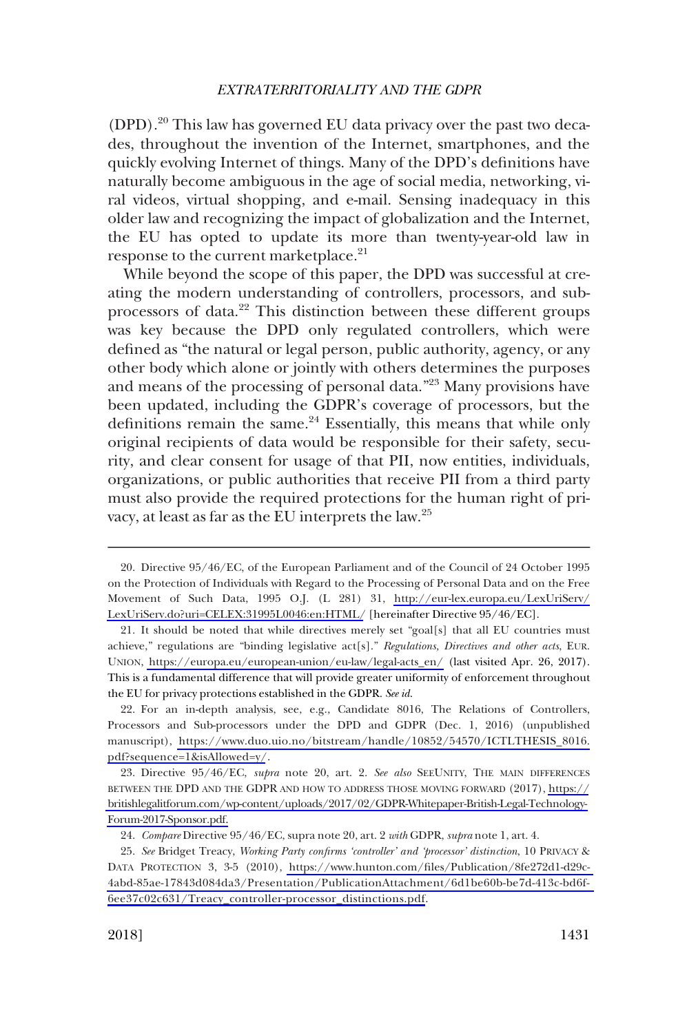(DPD).[20] This law has governed EU data privacy over the past two decades, throughout the invention of the Internet, smartphones, and the quickly evolving Internet of things. Many of the DPD's definitions have naturally become ambiguous in the age of social media, networking, viral videos, virtual shopping, and e-mail. Sensing inadequacy in this older law and recognizing the impact of globalization and the Internet, the EU has opted to update its more than twenty-year-old law in response to the current marketplace.[21]

While beyond the scope of this paper, the DPD was successful at creating the modern understanding of controllers, processors, and subprocessors of data.[22] This distinction between these different groups was key because the DPD only regulated controllers, which were defined as "the natural or legal person, public authority, agency, or any other body which alone or jointly with others determines the purposes and means of the processing of personal data."[23] Many provisions have been updated, including the GDPR's coverage of processors, but the definitions remain the same.[24] Essentially, this means that while only original recipients of data would be responsible for their safety, security, and clear consent for usage of that PII, now entities, individuals, organizations, or public authorities that receive PII from a third party must also provide the required protections for the human right of privacy, at least as far as the EU interprets the law.[25]

---

20. Directive 95/46/EC, of the European Parliament and of the Council of 24 October 1995 on the Protection of Individuals with Regard to the Processing of Personal Data and on the Free Movement of Such Data, 1995 O.J. (L 281) 31, http://eur-lex.europa.eu/LexUriServ/LexUriServ.do?uri=CELEX:31995L0046:en:HTML/ [hereinafter Directive 95/46/EC].

21. It should be noted that while directives merely set "goal[s] that all EU countries must achieve," regulations are "binding legislative act[s]." *Regulations, Directives and other acts*, EUR. UNION, https://europa.eu/european-union/eu-law/legal-acts_en/ (last visited Apr. 26, 2017). This is a fundamental difference that will provide greater uniformity of enforcement throughout the EU for privacy protections established in the GDPR. *See id.*

22. For an in-depth analysis, see, e.g., Candidate 8016, The Relations of Controllers, Processors and Sub-processors under the DPD and GDPR (Dec. 1, 2016) (unpublished manuscript), https://www.duo.uio.no/bitstream/handle/10852/54570/ICTLTHESIS_8016.pdf?sequence=1&isAllowed=y/.

23. Directive 95/46/EC, *supra* note 20, art. 2. *See also* SEEUNITY, THE MAIN DIFFERENCES BETWEEN THE DPD AND THE GDPR AND HOW TO ADDRESS THOSE MOVING FORWARD (2017), https://britishlegalitforum.com/wp-content/uploads/2017/02/GDPR-Whitepaper-British-Legal-Technology-Forum-2017-Sponsor.pdf.

24. *Compare* Directive 95/46/EC, supra note 20, art. 2 *with* GDPR, *supra* note 1, art. 4.

25. *See* Bridget Treacy, *Working Party confirms 'controller' and 'processor' distinction*, 10 PRIVACY & DATA PROTECTION 3, 3-5 (2010), https://www.hunton.com/files/Publication/8fe272d1-d29c-4abd-85ae-17843d084da3/Presentation/PublicationAttachment/6d1be60b-be7d-413c-bd6f-6ee37c02c631/Treacy_controller-processor_distinctions.pdf.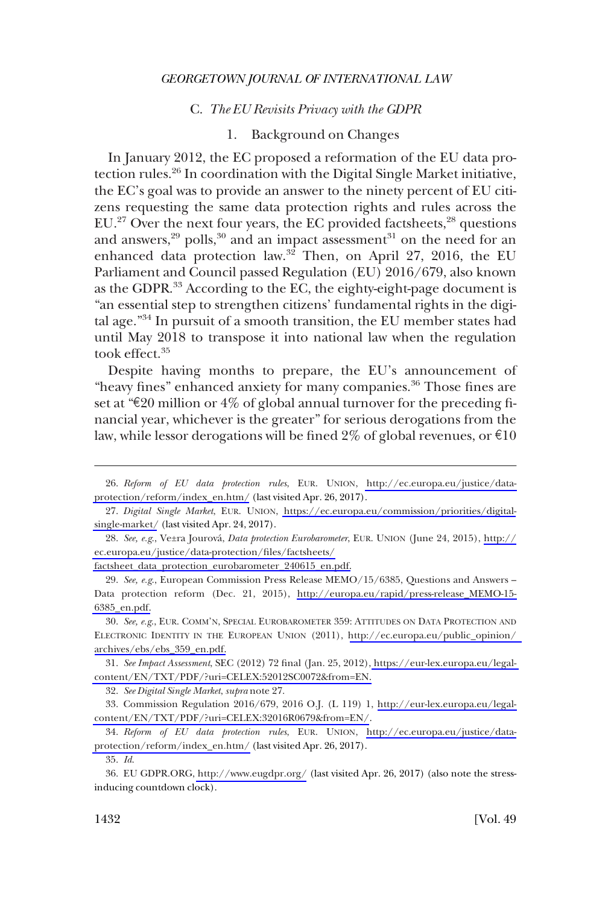### C. *The EU Revisits Privacy with the GDPR*

#### 1. Background on Changes

In January 2012, the EC proposed a reformation of the EU data protection rules.[26] In coordination with the Digital Single Market initiative, the EC's goal was to provide an answer to the ninety percent of EU citizens requesting the same data protection rights and rules across the EU.[27] Over the next four years, the EC provided factsheets,[28] questions and answers,[29] polls,[30] and an impact assessment[31] on the need for an enhanced data protection law.[32] Then, on April 27, 2016, the EU Parliament and Council passed Regulation (EU) 2016/679, also known as the GDPR.[33] According to the EC, the eighty-eight-page document is "an essential step to strengthen citizens' fundamental rights in the digital age."[34] In pursuit of a smooth transition, the EU member states had until May 2018 to transpose it into national law when the regulation took effect.[35]

Despite having months to prepare, the EU's announcement of "heavy fines" enhanced anxiety for many companies.[36] Those fines are set at "€20 million or 4% of global annual turnover for the preceding financial year, whichever is the greater" for serious derogations from the law, while lessor derogations will be fined 2% of global revenues, or €10

---

26. *Reform of EU data protection rules*, EUR. UNION, http://ec.europa.eu/justice/data-protection/reform/index_en.htm/ (last visited Apr. 26, 2017).

27. *Digital Single Market*, EUR. UNION, https://ec.europa.eu/commission/priorities/digital-single-market/ (last visited Apr. 24, 2017).

28. *See, e.g.*, Ve±ra Jourová, *Data protection Eurobarometer*, EUR. UNION (June 24, 2015), http://ec.europa.eu/justice/data-protection/files/factsheets/factsheet_data_protection_eurobarometer_240615_en.pdf.

29. *See, e.g.*, European Commission Press Release MEMO/15/6385, Questions and Answers – Data protection reform (Dec. 21, 2015), http://europa.eu/rapid/press-release_MEMO-15-6385_en.pdf.

30. *See, e.g.*, EUR. COMM'N, SPECIAL EUROBAROMETER 359: ATTITUDES ON DATA PROTECTION AND ELECTRONIC IDENTITY IN THE EUROPEAN UNION (2011), http://ec.europa.eu/public_opinion/archives/ebs/ebs_359_en.pdf.

31. *See Impact Assessment*, SEC (2012) 72 final (Jan. 25, 2012), https://eur-lex.europa.eu/legal-content/EN/TXT/PDF/?uri=CELEX:52012SC0072&from=EN.

32. *See Digital Single Market*, *supra* note 27.

33. Commission Regulation 2016/679, 2016 O.J. (L 119) 1, http://eur-lex.europa.eu/legal-content/EN/TXT/PDF/?uri=CELEX:32016R0679&from=EN/.

34. *Reform of EU data protection rules*, EUR. UNION, http://ec.europa.eu/justice/data-protection/reform/index_en.htm/ (last visited Apr. 26, 2017).

35. *Id.*

36. EU GDPR.ORG, http://www.eugdpr.org/ (last visited Apr. 26, 2017) (also note the stress-inducing countdown clock).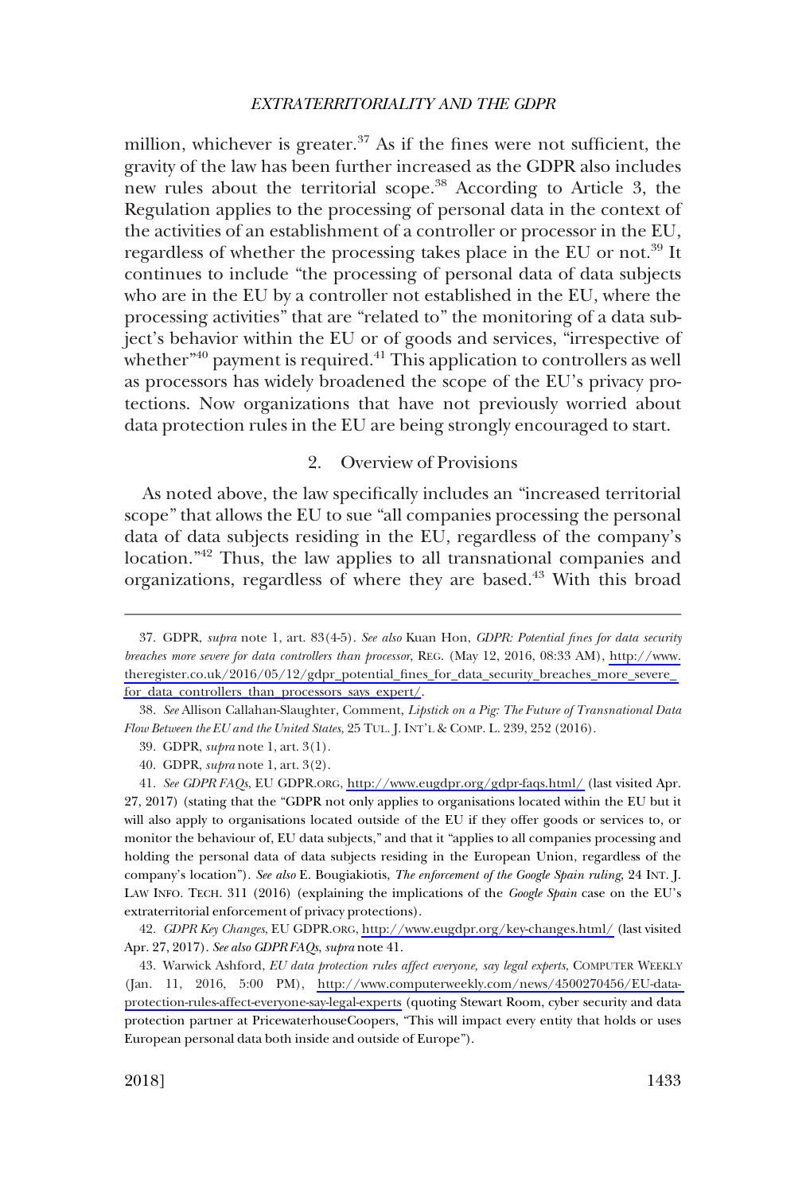million, whichever is greater.[37] As if the fines were not sufficient, the gravity of the law has been further increased as the GDPR also includes new rules about the territorial scope.[38] According to Article 3, the Regulation applies to the processing of personal data in the context of the activities of an establishment of a controller or processor in the EU, regardless of whether the processing takes place in the EU or not.[39] It continues to include "the processing of personal data of data subjects who are in the EU by a controller not established in the EU, where the processing activities" that are "related to" the monitoring of a data subject's behavior within the EU or of goods and services, "irrespective of whether"[40] payment is required.[41] This application to controllers as well as processors has widely broadened the scope of the EU's privacy protections. Now organizations that have not previously worried about data protection rules in the EU are being strongly encouraged to start.

### 2. Overview of Provisions

As noted above, the law specifically includes an "increased territorial scope" that allows the EU to sue "all companies processing the personal data of data subjects residing in the EU, regardless of the company's location."[42] Thus, the law applies to all transnational companies and organizations, regardless of where they are based.[43] With this broad

---

37. GDPR, *supra* note 1, art. 83(4-5). *See also* Kuan Hon, *GDPR: Potential fines for data security breaches more severe for data controllers than processor*, REG. (May 12, 2016, 08:33 AM), http://www.theregister.co.uk/2016/05/12/gdpr_potential_fines_for_data_security_breaches_more_severe_for_data_controllers_than_processors_says_expert/.

38. *See* Allison Callahan-Slaughter, Comment, *Lipstick on a Pig: The Future of Transnational Data Flow Between the EU and the United States*, 25 TUL. J. INT'L & COMP. L. 239, 252 (2016).

39. GDPR, *supra* note 1, art. 3(1).

40. GDPR, *supra* note 1, art. 3(2).

41. *See GDPR FAQs*, EU GDPR.ORG, http://www.eugdpr.org/gdpr-faqs.html/ (last visited Apr. 27, 2017) (stating that the "GDPR not only applies to organisations located within the EU but it will also apply to organisations located outside of the EU if they offer goods or services to, or monitor the behaviour of, EU data subjects," and that it "applies to all companies processing and holding the personal data of data subjects residing in the European Union, regardless of the company's location"). *See also* E. Bougiakiotis, *The enforcement of the Google Spain ruling*, 24 INT. J. LAW INFO. TECH. 311 (2016) (explaining the implications of the *Google Spain* case on the EU's extraterritorial enforcement of privacy protections).

42. *GDPR Key Changes*, EU GDPR.ORG, http://www.eugdpr.org/key-changes.html/ (last visited Apr. 27, 2017). *See also GDPR FAQs*, *supra* note 41.

43. Warwick Ashford, *EU data protection rules affect everyone, say legal experts*, COMPUTER WEEKLY (Jan. 11, 2016, 5:00 PM), http://www.computerweekly.com/news/4500270456/EU-data-protection-rules-affect-everyone-say-legal-experts (quoting Stewart Room, cyber security and data protection partner at PricewaterhouseCoopers, "This will impact every entity that holds or uses European personal data both inside and outside of Europe").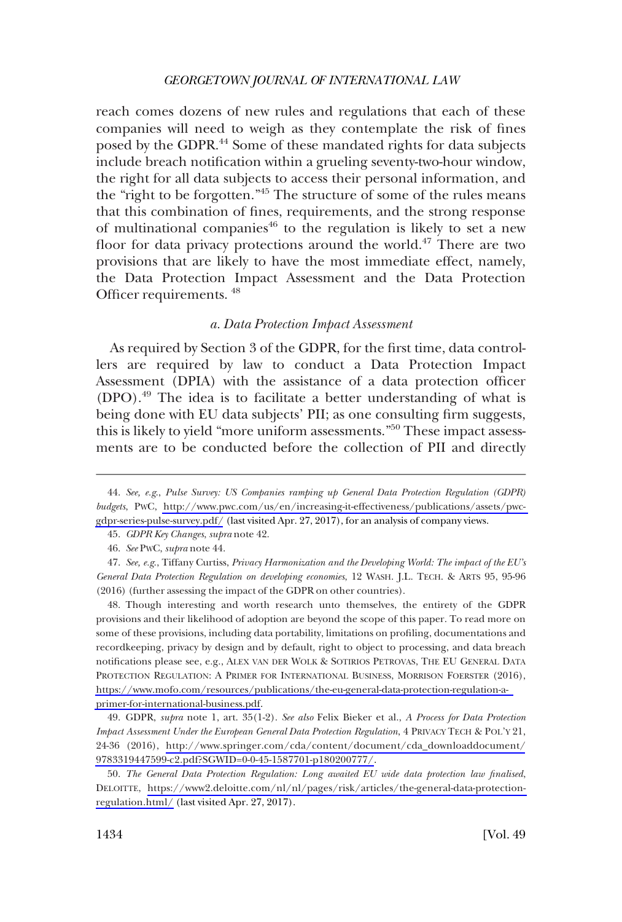reach comes dozens of new rules and regulations that each of these companies will need to weigh as they contemplate the risk of fines posed by the GDPR.[44] Some of these mandated rights for data subjects include breach notification within a grueling seventy-two-hour window, the right for all data subjects to access their personal information, and the "right to be forgotten."[45] The structure of some of the rules means that this combination of fines, requirements, and the strong response of multinational companies[46] to the regulation is likely to set a new floor for data privacy protections around the world.[47] There are two provisions that are likely to have the most immediate effect, namely, the Data Protection Impact Assessment and the Data Protection Officer requirements. [48]

### *a. Data Protection Impact Assessment*

As required by Section 3 of the GDPR, for the first time, data controllers are required by law to conduct a Data Protection Impact Assessment (DPIA) with the assistance of a data protection officer (DPO).[49] The idea is to facilitate a better understanding of what is being done with EU data subjects' PII; as one consulting firm suggests, this is likely to yield "more uniform assessments."[50] These impact assessments are to be conducted before the collection of PII and directly

---

44. *See, e.g.*, *Pulse Survey: US Companies ramping up General Data Protection Regulation (GDPR) budgets*, PWC, http://www.pwc.com/us/en/increasing-it-effectiveness/publications/assets/pwc-gdpr-series-pulse-survey.pdf/ (last visited Apr. 27, 2017), for an analysis of company views.

45. *GDPR Key Changes*, *supra* note 42.

46. *See* PWC, *supra* note 44.

47. *See, e.g.*, Tiffany Curtiss, *Privacy Harmonization and the Developing World: The impact of the EU's General Data Protection Regulation on developing economies*, 12 WASH. J.L. TECH. & ARTS 95, 95-96 (2016) (further assessing the impact of the GDPR on other countries).

48. Though interesting and worth research unto themselves, the entirety of the GDPR provisions and their likelihood of adoption are beyond the scope of this paper. To read more on some of these provisions, including data portability, limitations on profiling, documentations and recordkeeping, privacy by design and by default, right to object to processing, and data breach notifications please see, e.g., ALEX VAN DER WOLK & SOTIRIOS PETROVAS, THE EU GENERAL DATA PROTECTION REGULATION: A PRIMER FOR INTERNATIONAL BUSINESS, MORRISON FOERSTER (2016), https://www.mofo.com/resources/publications/the-eu-general-data-protection-regulation-a-primer-for-international-business.pdf.

49. GDPR, *supra* note 1, art. 35(1-2). *See also* Felix Bieker et al., *A Process for Data Protection Impact Assessment Under the European General Data Protection Regulation*, 4 PRIVACY TECH & POL'Y 21, 24-36 (2016), http://www.springer.com/cda/content/document/cda_downloaddocument/9783319447599-c2.pdf?SGWID=0-0-45-1587701-p180200777/.

50. *The General Data Protection Regulation: Long awaited EU wide data protection law finalised*, DELOITTE, https://www2.deloitte.com/nl/nl/pages/risk/articles/the-general-data-protection-regulation.html/ (last visited Apr. 27, 2017).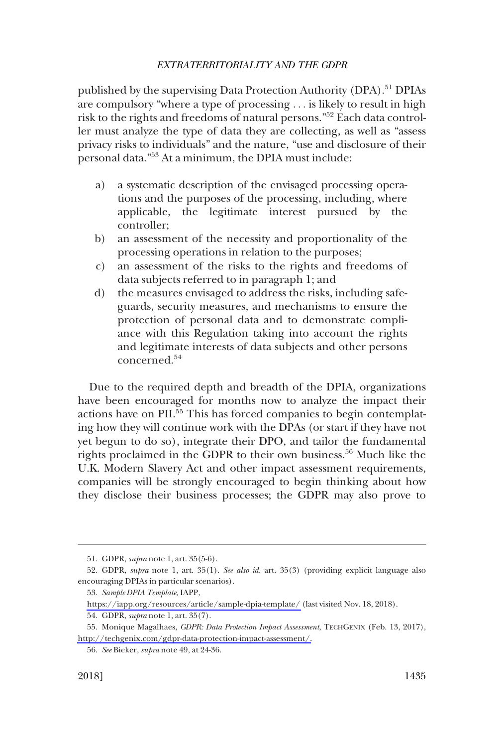published by the supervising Data Protection Authority (DPA).[51] DPIAs are compulsory "where a type of processing . . . is likely to result in high risk to the rights and freedoms of natural persons."[52] Each data controller must analyze the type of data they are collecting, as well as "assess privacy risks to individuals" and the nature, "use and disclosure of their personal data."[53] At a minimum, the DPIA must include:

> a) a systematic description of the envisaged processing operations and the purposes of the processing, including, where applicable, the legitimate interest pursued by the controller;
>
> b) an assessment of the necessity and proportionality of the processing operations in relation to the purposes;
>
> c) an assessment of the risks to the rights and freedoms of data subjects referred to in paragraph 1; and
>
> d) the measures envisaged to address the risks, including safeguards, security measures, and mechanisms to ensure the protection of personal data and to demonstrate compliance with this Regulation taking into account the rights and legitimate interests of data subjects and other persons concerned.[54]

Due to the required depth and breadth of the DPIA, organizations have been encouraged for months now to analyze the impact their actions have on PII.[55] This has forced companies to begin contemplating how they will continue work with the DPAs (or start if they have not yet begun to do so), integrate their DPO, and tailor the fundamental rights proclaimed in the GDPR to their own business.[56] Much like the U.K. Modern Slavery Act and other impact assessment requirements, companies will be strongly encouraged to begin thinking about how they disclose their business processes; the GDPR may also prove to

---

51. GDPR, *supra* note 1, art. 35(5-6).

52. GDPR, *supra* note 1, art. 35(1). *See also id*. art. 35(3) (providing explicit language also encouraging DPIAs in particular scenarios).

53. *Sample DPIA Template*, IAPP, https://iapp.org/resources/article/sample-dpia-template/ (last visited Nov. 18, 2018).

54. GDPR, *supra* note 1, art. 35(7).

55. Monique Magalhaes, *GDPR: Data Protection Impact Assessment*, TECHGENIX (Feb. 13, 2017), http://techgenix.com/gdpr-data-protection-impact-assessment/.

56. *See* Bieker, *supra* note 49, at 24-36.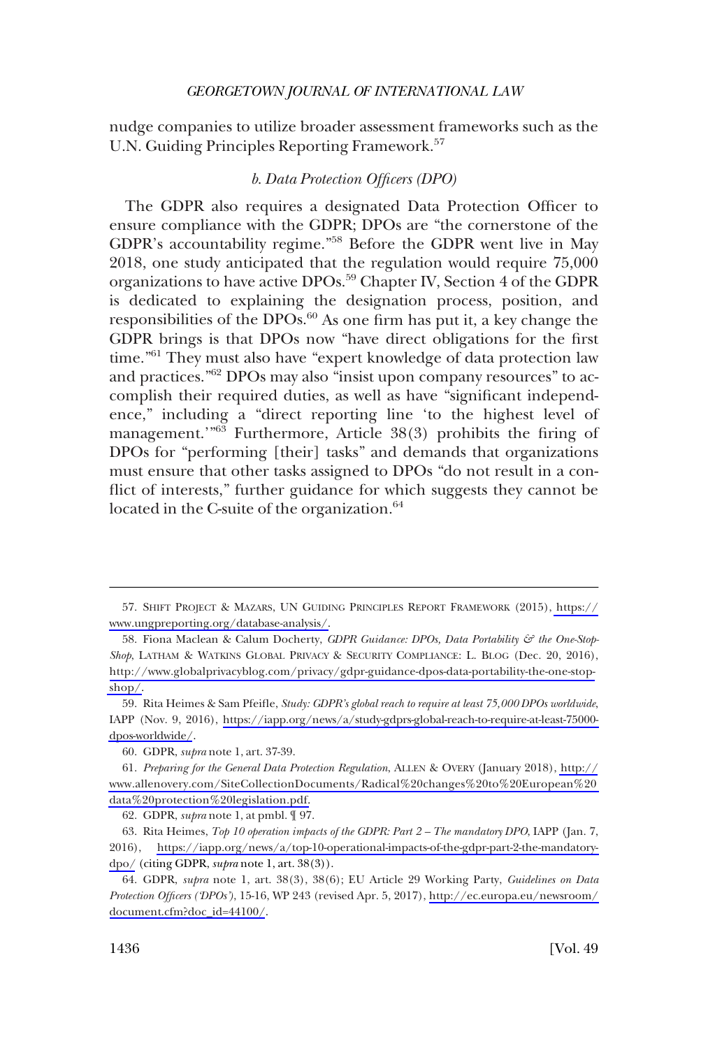nudge companies to utilize broader assessment frameworks such as the U.N. Guiding Principles Reporting Framework.[57]

### *b. Data Protection Officers (DPO)*

The GDPR also requires a designated Data Protection Officer to ensure compliance with the GDPR; DPOs are "the cornerstone of the GDPR's accountability regime."[58] Before the GDPR went live in May 2018, one study anticipated that the regulation would require 75,000 organizations to have active DPOs.[59] Chapter IV, Section 4 of the GDPR is dedicated to explaining the designation process, position, and responsibilities of the DPOs.[60] As one firm has put it, a key change the GDPR brings is that DPOs now "have direct obligations for the first time."[61] They must also have "expert knowledge of data protection law and practices."[62] DPOs may also "insist upon company resources" to accomplish their required duties, as well as have "significant independence," including a "direct reporting line 'to the highest level of management.'"[63] Furthermore, Article 38(3) prohibits the firing of DPOs for "performing [their] tasks" and demands that organizations must ensure that other tasks assigned to DPOs "do not result in a conflict of interests," further guidance for which suggests they cannot be located in the C-suite of the organization.[64]

---

57. SHIFT PROJECT & MAZARS, UN GUIDING PRINCIPLES REPORT FRAMEWORK (2015), https://www.ungpreporting.org/database-analysis/.

58. Fiona Maclean & Calum Docherty, *GDPR Guidance: DPOs, Data Portability & the One-Stop-Shop*, LATHAM & WATKINS GLOBAL PRIVACY & SECURITY COMPLIANCE: L. BLOG (Dec. 20, 2016), http://www.globalprivacyblog.com/privacy/gdpr-guidance-dpos-data-portability-the-one-stop-shop/.

59. Rita Heimes & Sam Pfeifle, *Study: GDPR's global reach to require at least 75,000 DPOs worldwide*, IAPP (Nov. 9, 2016), https://iapp.org/news/a/study-gdprs-global-reach-to-require-at-least-75000-dpos-worldwide/.

60. GDPR, *supra* note 1, art. 37-39.

61. *Preparing for the General Data Protection Regulation*, ALLEN & OVERY (January 2018), http://www.allenovery.com/SiteCollectionDocuments/Radical%20changes%20to%20European%20data%20protection%20legislation.pdf.

62. GDPR, *supra* note 1, at pmbl. ¶ 97.

63. Rita Heimes, *Top 10 operation impacts of the GDPR: Part 2 – The mandatory DPO*, IAPP (Jan. 7, 2016), https://iapp.org/news/a/top-10-operational-impacts-of-the-gdpr-part-2-the-mandatory-dpo/ (citing GDPR, *supra* note 1, art. 38(3)).

64. GDPR, *supra* note 1, art. 38(3), 38(6); EU Article 29 Working Party, *Guidelines on Data Protection Officers ('DPOs')*, 15-16, WP 243 (revised Apr. 5, 2017), http://ec.europa.eu/newsroom/document.cfm?doc_id=44100/.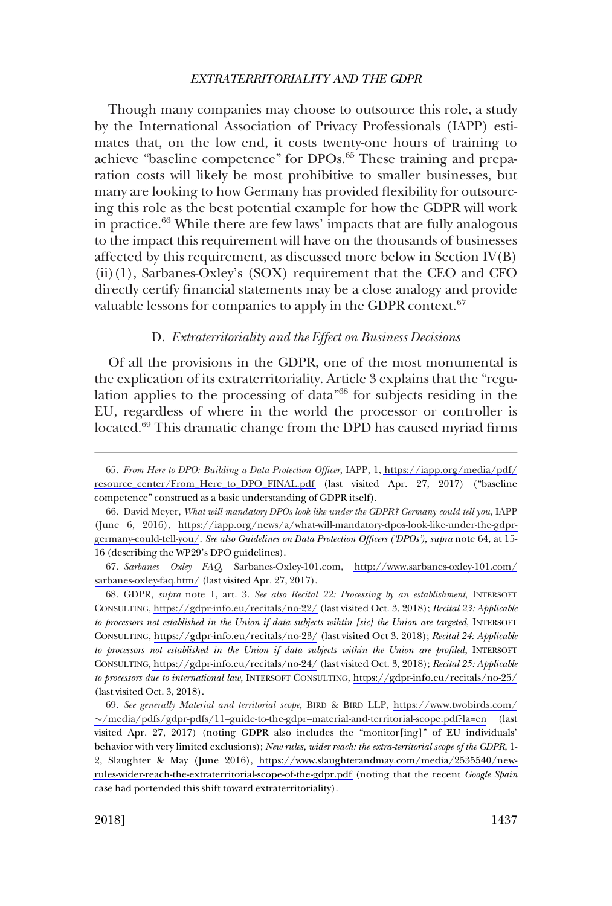Though many companies may choose to outsource this role, a study by the International Association of Privacy Professionals (IAPP) estimates that, on the low end, it costs twenty-one hours of training to achieve "baseline competence" for DPOs.[65] These training and preparation costs will likely be most prohibitive to smaller businesses, but many are looking to how Germany has provided flexibility for outsourcing this role as the best potential example for how the GDPR will work in practice.[66] While there are few laws' impacts that are fully analogous to the impact this requirement will have on the thousands of businesses affected by this requirement, as discussed more below in Section IV(B)(ii)(1), Sarbanes-Oxley's (SOX) requirement that the CEO and CFO directly certify financial statements may be a close analogy and provide valuable lessons for companies to apply in the GDPR context.[67]

### D. *Extraterritoriality and the Effect on Business Decisions*

Of all the provisions in the GDPR, one of the most monumental is the explication of its extraterritoriality. Article 3 explains that the "regulation applies to the processing of data"[68] for subjects residing in the EU, regardless of where in the world the processor or controller is located.[69] This dramatic change from the DPD has caused myriad firms

---

65. *From Here to DPO: Building a Data Protection Officer*, IAPP, 1, https://iapp.org/media/pdf/resource_center/From_Here_to_DPO_FINAL.pdf (last visited Apr. 27, 2017) ("baseline competence" construed as a basic understanding of GDPR itself).

66. David Meyer, *What will mandatory DPOs look like under the GDPR? Germany could tell you*, IAPP (June 6, 2016), https://iapp.org/news/a/what-will-mandatory-dpos-look-like-under-the-gdpr-germany-could-tell-you/. *See also Guidelines on Data Protection Officers ('DPOs')*, *supra* note 64, at 15-16 (describing the WP29's DPO guidelines).

67. *Sarbanes Oxley FAQ*, Sarbanes-Oxley-101.com, http://www.sarbanes-oxley-101.com/sarbanes-oxley-faq.htm/ (last visited Apr. 27, 2017).

68. GDPR, *supra* note 1, art. 3. *See also Recital 22: Processing by an establishment*, INTERSOFT CONSULTING, https://gdpr-info.eu/recitals/no-22/ (last visited Oct. 3, 2018); *Recital 23: Applicable to processors not established in the Union if data subjects wihtin [sic] the Union are targeted*, INTERSOFT CONSULTING, https://gdpr-info.eu/recitals/no-23/ (last visited Oct 3. 2018); *Recital 24: Applicable to processors not established in the Union if data subjects within the Union are profiled*, INTERSOFT CONSULTING, https://gdpr-info.eu/recitals/no-24/ (last visited Oct. 3, 2018); *Recital 25: Applicable to processors due to international law*, INTERSOFT CONSULTING, https://gdpr-info.eu/recitals/no-25/ (last visited Oct. 3, 2018).

69. *See generally Material and territorial scope*, BIRD & BIRD LLP, https://www.twobirds.com/~/media/pdfs/gdpr-pdfs/11–guide-to-the-gdpr–material-and-territorial-scope.pdf?la=en (last visited Apr. 27, 2017) (noting GDPR also includes the "monitor[ing]" of EU individuals' behavior with very limited exclusions); *New rules, wider reach: the extra-territorial scope of the GDPR*, 1-2, Slaughter & May (June 2016), https://www.slaughterandmay.com/media/2535540/new-rules-wider-reach-the-extraterritorial-scope-of-the-gdpr.pdf (noting that the recent *Google Spain* case had portended this shift toward extraterritoriality).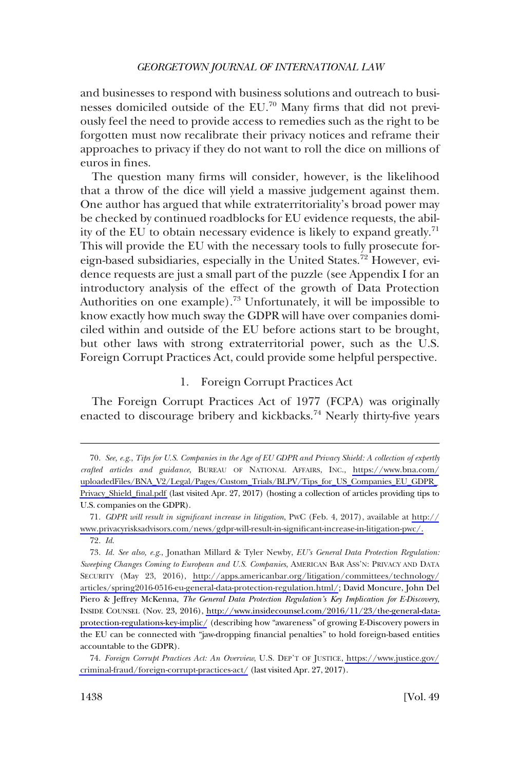and businesses to respond with business solutions and outreach to businesses domiciled outside of the EU.[70] Many firms that did not previously feel the need to provide access to remedies such as the right to be forgotten must now recalibrate their privacy notices and reframe their approaches to privacy if they do not want to roll the dice on millions of euros in fines.

The question many firms will consider, however, is the likelihood that a throw of the dice will yield a massive judgement against them. One author has argued that while extraterritoriality's broad power may be checked by continued roadblocks for EU evidence requests, the ability of the EU to obtain necessary evidence is likely to expand greatly.[71] This will provide the EU with the necessary tools to fully prosecute foreign-based subsidiaries, especially in the United States.[72] However, evidence requests are just a small part of the puzzle (see Appendix I for an introductory analysis of the effect of the growth of Data Protection Authorities on one example).[73] Unfortunately, it will be impossible to know exactly how much sway the GDPR will have over companies domiciled within and outside of the EU before actions start to be brought, but other laws with strong extraterritorial power, such as the U.S. Foreign Corrupt Practices Act, could provide some helpful perspective.

### 1. Foreign Corrupt Practices Act

The Foreign Corrupt Practices Act of 1977 (FCPA) was originally enacted to discourage bribery and kickbacks.[74] Nearly thirty-five years

---

70. *See, e.g.*, *Tips for U.S. Companies in the Age of EU GDPR and Privacy Shield: A collection of expertly crafted articles and guidance*, BUREAU OF NATIONAL AFFAIRS, INC., https://www.bna.com/uploadedFiles/BNA_V2/Legal/Pages/Custom_Trials/BLPV/Tips_for_US_Companies_EU_GDPR_Privacy_Shield_final.pdf (last visited Apr. 27, 2017) (hosting a collection of articles providing tips to U.S. companies on the GDPR).

71. *GDPR will result in significant increase in litigation*, PWC (Feb. 4, 2017), available at http://www.privacyrisksadvisors.com/news/gdpr-will-result-in-significant-increase-in-litigation-pwc/.

72. *Id.*

73. *Id. See also, e.g.*, Jonathan Millard & Tyler Newby, *EU's General Data Protection Regulation: Sweeping Changes Coming to European and U.S. Companies*, AMERICAN BAR ASS'N: PRIVACY AND DATA SECURITY (May 23, 2016), http://apps.americanbar.org/litigation/committees/technology/articles/spring2016-0516-eu-general-data-protection-regulation.html/; David Moncure, John Del Piero & Jeffrey McKenna, *The General Data Protection Regulation's Key Implication for E-Discovery*, INSIDE COUNSEL (Nov. 23, 2016), http://www.insidecounsel.com/2016/11/23/the-general-data-protection-regulations-key-implic/ (describing how "awareness" of growing E-Discovery powers in the EU can be connected with "jaw-dropping financial penalties" to hold foreign-based entities accountable to the GDPR).

74. *Foreign Corrupt Practices Act: An Overview*, U.S. DEP'T OF JUSTICE, https://www.justice.gov/criminal-fraud/foreign-corrupt-practices-act/ (last visited Apr. 27, 2017).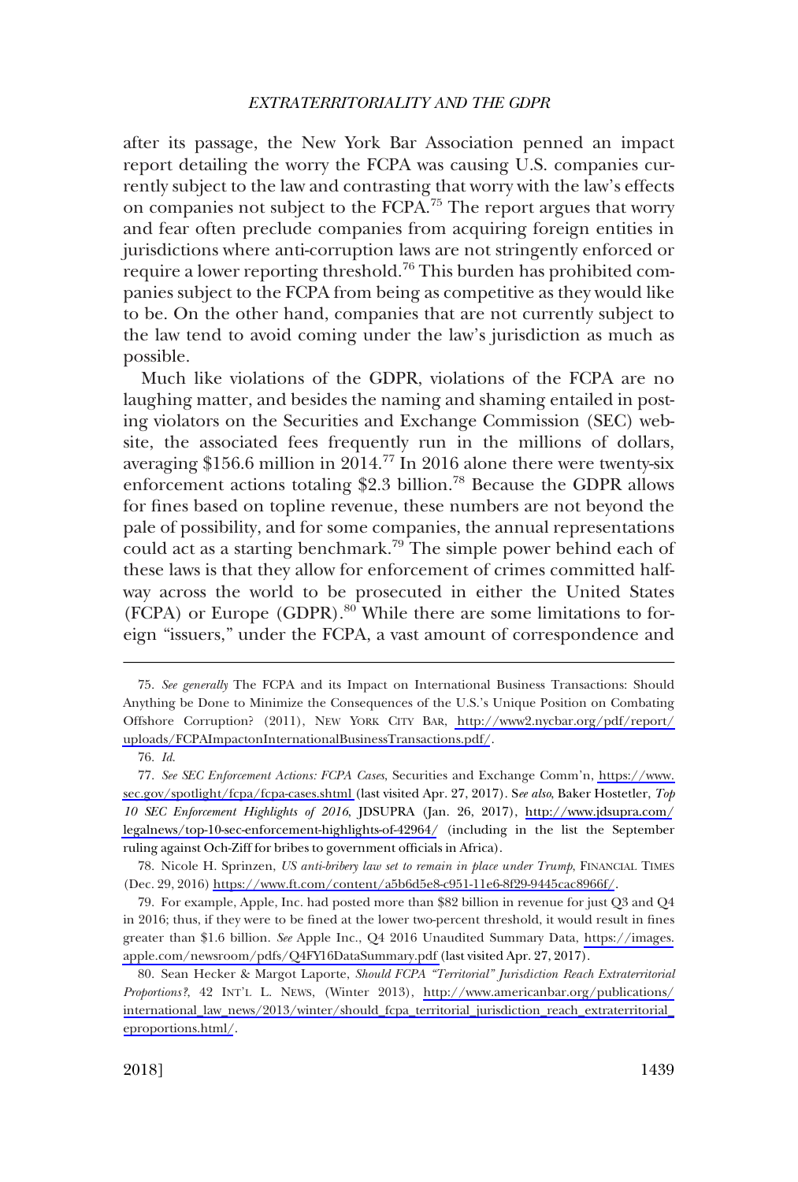after its passage, the New York Bar Association penned an impact report detailing the worry the FCPA was causing U.S. companies currently subject to the law and contrasting that worry with the law's effects on companies not subject to the FCPA.[75] The report argues that worry and fear often preclude companies from acquiring foreign entities in jurisdictions where anti-corruption laws are not stringently enforced or require a lower reporting threshold.[76] This burden has prohibited companies subject to the FCPA from being as competitive as they would like to be. On the other hand, companies that are not currently subject to the law tend to avoid coming under the law's jurisdiction as much as possible.

Much like violations of the GDPR, violations of the FCPA are no laughing matter, and besides the naming and shaming entailed in posting violators on the Securities and Exchange Commission (SEC) website, the associated fees frequently run in the millions of dollars, averaging $156.6 million in 2014.[77] In 2016 alone there were twenty-six enforcement actions totaling $2.3 billion.[78] Because the GDPR allows for fines based on topline revenue, these numbers are not beyond the pale of possibility, and for some companies, the annual representations could act as a starting benchmark.[79] The simple power behind each of these laws is that they allow for enforcement of crimes committed halfway across the world to be prosecuted in either the United States (FCPA) or Europe (GDPR).[80] While there are some limitations to foreign "issuers," under the FCPA, a vast amount of correspondence and

---

75. *See generally* The FCPA and its Impact on International Business Transactions: Should Anything be Done to Minimize the Consequences of the U.S.'s Unique Position on Combating Offshore Corruption? (2011), NEW YORK CITY BAR, http://www2.nycbar.org/pdf/report/uploads/FCPAImpactonInternationalBusinessTransactions.pdf/.

76. *Id.*

77. *See SEC Enforcement Actions: FCPA Cases*, Securities and Exchange Comm'n, https://www.sec.gov/spotlight/fcpa/fcpa-cases.shtml (last visited Apr. 27, 2017). S*ee also*, Baker Hostetler, *Top 10 SEC Enforcement Highlights of 2016*, JDSUPRA (Jan. 26, 2017), http://www.jdsupra.com/legalnews/top-10-sec-enforcement-highlights-of-42964/ (including in the list the September ruling against Och-Ziff for bribes to government officials in Africa).

78. Nicole H. Sprinzen, *US anti-bribery law set to remain in place under Trump*, FINANCIAL TIMES (Dec. 29, 2016) https://www.ft.com/content/a5b6d5e8-c951-11e6-8f29-9445cac8966f/.

79. For example, Apple, Inc. had posted more than $82 billion in revenue for just Q3 and Q4 in 2016; thus, if they were to be fined at the lower two-percent threshold, it would result in fines greater than $1.6 billion. *See* Apple Inc., Q4 2016 Unaudited Summary Data, https://images.apple.com/newsroom/pdfs/Q4FY16DataSummary.pdf (last visited Apr. 27, 2017).

80. Sean Hecker & Margot Laporte, *Should FCPA "Territorial" Jurisdiction Reach Extraterritorial Proportions?*, 42 INT'L L. NEWS, (Winter 2013), http://www.americanbar.org/publications/international_law_news/2013/winter/should_fcpa_territorial_jurisdiction_reach_extraterritorial_eproportions.html/.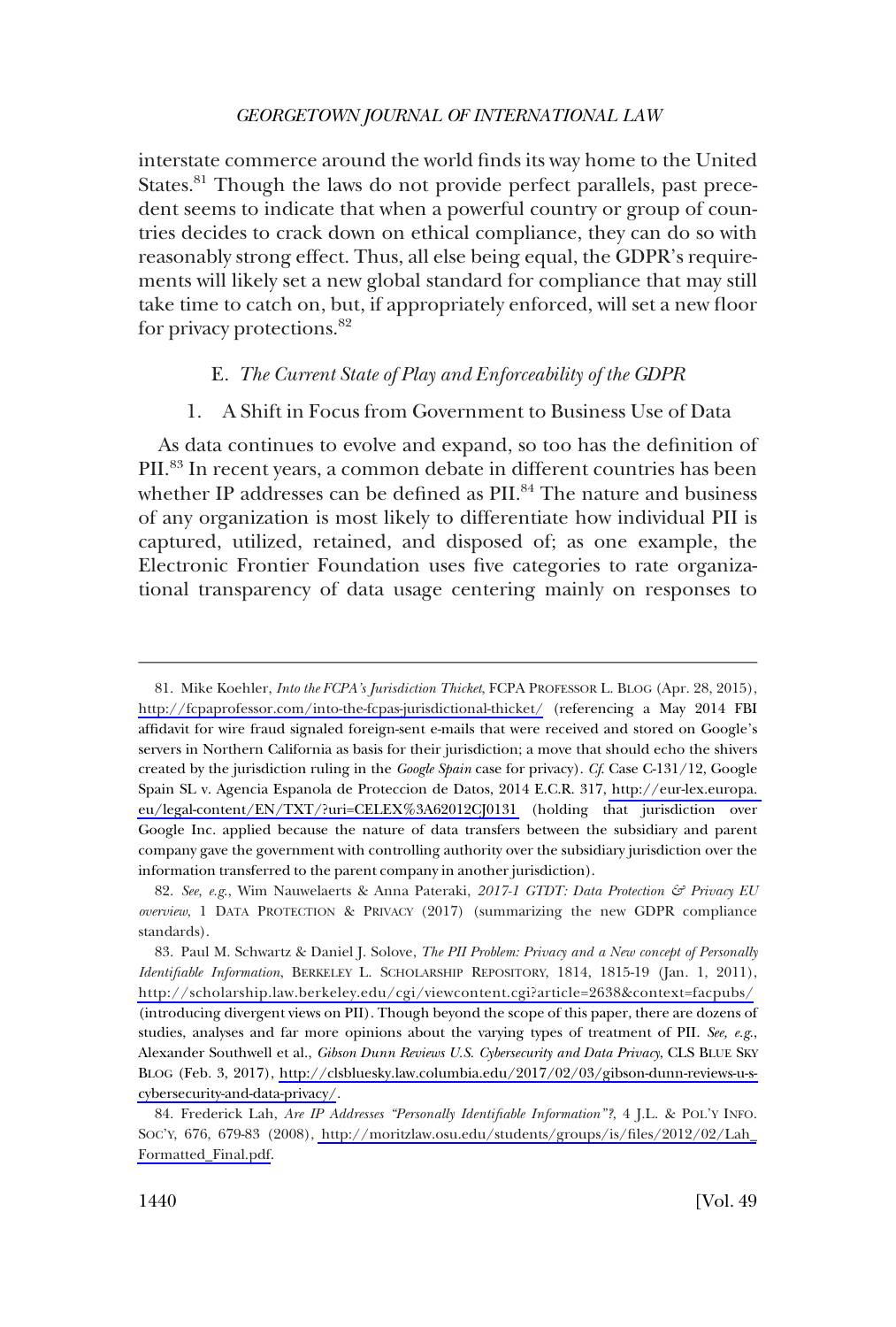interstate commerce around the world finds its way home to the United States.[81] Though the laws do not provide perfect parallels, past precedent seems to indicate that when a powerful country or group of countries decides to crack down on ethical compliance, they can do so with reasonably strong effect. Thus, all else being equal, the GDPR's requirements will likely set a new global standard for compliance that may still take time to catch on, but, if appropriately enforced, will set a new floor for privacy protections.[82]

### E. *The Current State of Play and Enforceability of the GDPR*

#### 1. A Shift in Focus from Government to Business Use of Data

As data continues to evolve and expand, so too has the definition of PII.[83] In recent years, a common debate in different countries has been whether IP addresses can be defined as PII.[84] The nature and business of any organization is most likely to differentiate how individual PII is captured, utilized, retained, and disposed of; as one example, the Electronic Frontier Foundation uses five categories to rate organizational transparency of data usage centering mainly on responses to

---

81. Mike Koehler, *Into the FCPA's Jurisdiction Thicket*, FCPA PROFESSOR L. BLOG (Apr. 28, 2015), http://fcpaprofessor.com/into-the-fcpas-jurisdictional-thicket/ (referencing a May 2014 FBI affidavit for wire fraud signaled foreign-sent e-mails that were received and stored on Google's servers in Northern California as basis for their jurisdiction; a move that should echo the shivers created by the jurisdiction ruling in the *Google Spain* case for privacy). *Cf.* Case C-131/12, Google Spain SL v. Agencia Espanola de Proteccion de Datos, 2014 E.C.R. 317, http://eur-lex.europa.eu/legal-content/EN/TXT/?uri=CELEX%3A62012CJ0131 (holding that jurisdiction over Google Inc. applied because the nature of data transfers between the subsidiary and parent company gave the government with controlling authority over the subsidiary jurisdiction over the information transferred to the parent company in another jurisdiction).

82. *See, e.g.*, Wim Nauwelaerts & Anna Pateraki, *2017-1 GTDT: Data Protection & Privacy EU overview*, 1 DATA PROTECTION & PRIVACY (2017) (summarizing the new GDPR compliance standards).

83. Paul M. Schwartz & Daniel J. Solove, *The PII Problem: Privacy and a New concept of Personally Identifiable Information*, BERKELEY L. SCHOLARSHIP REPOSITORY, 1814, 1815-19 (Jan. 1, 2011), http://scholarship.law.berkeley.edu/cgi/viewcontent.cgi?article=2638&context=facpubs/ (introducing divergent views on PII). Though beyond the scope of this paper, there are dozens of studies, analyses and far more opinions about the varying types of treatment of PII. *See, e.g.*, Alexander Southwell et al., *Gibson Dunn Reviews U.S. Cybersecurity and Data Privacy*, CLS BLUE SKY BLOG (Feb. 3, 2017), http://clsbluesky.law.columbia.edu/2017/02/03/gibson-dunn-reviews-u-s-cybersecurity-and-data-privacy/.

84. Frederick Lah, *Are IP Addresses "Personally Identifiable Information"?*, 4 J.L. & POL'Y INFO. SOC'Y, 676, 679-83 (2008), http://moritzlaw.osu.edu/students/groups/is/files/2012/02/Lah_Formatted_Final.pdf.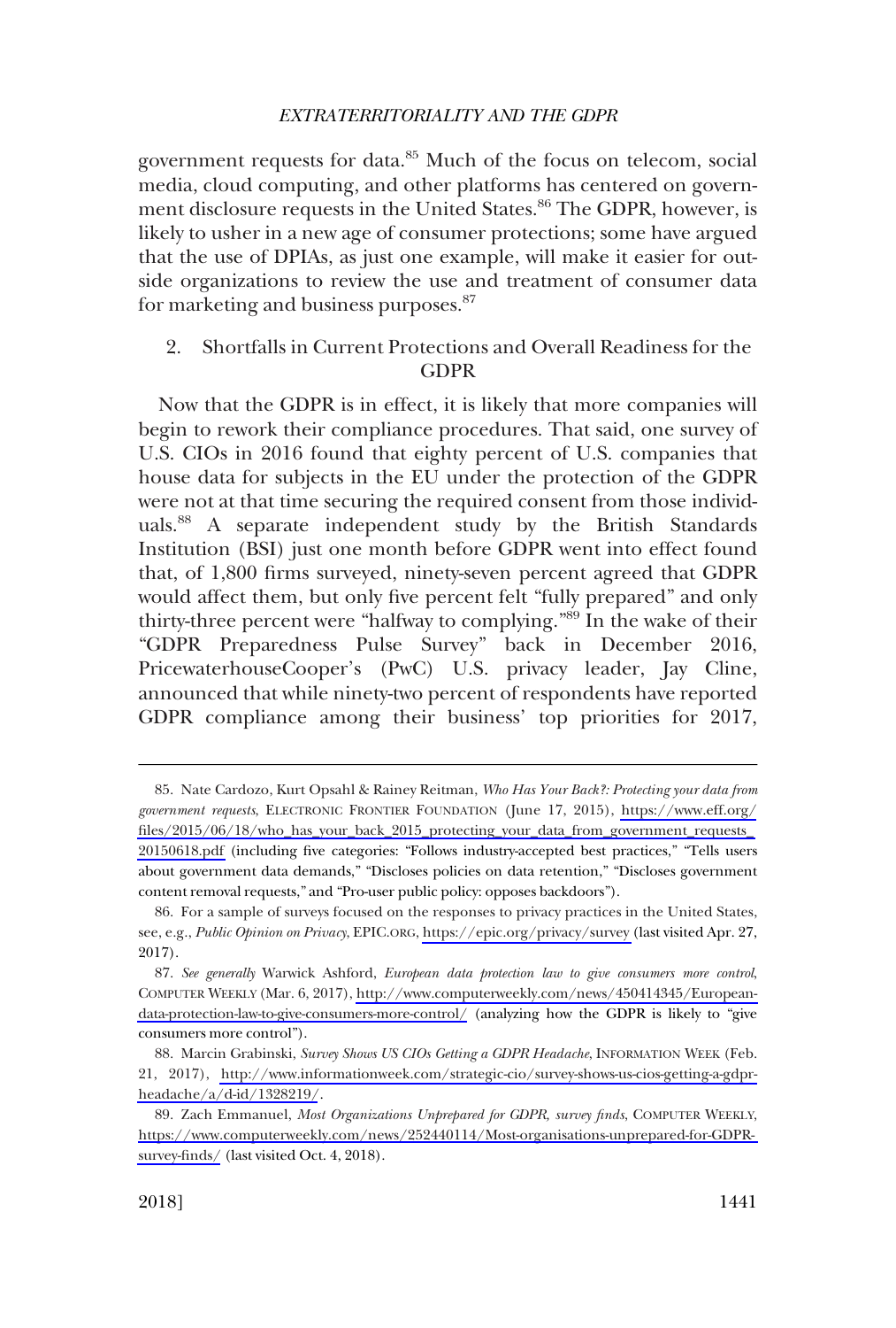government requests for data.[85] Much of the focus on telecom, social media, cloud computing, and other platforms has centered on government disclosure requests in the United States.[86] The GDPR, however, is likely to usher in a new age of consumer protections; some have argued that the use of DPIAs, as just one example, will make it easier for outside organizations to review the use and treatment of consumer data for marketing and business purposes.[87]

### 2. Shortfalls in Current Protections and Overall Readiness for the GDPR

Now that the GDPR is in effect, it is likely that more companies will begin to rework their compliance procedures. That said, one survey of U.S. CIOs in 2016 found that eighty percent of U.S. companies that house data for subjects in the EU under the protection of the GDPR were not at that time securing the required consent from those individuals.[88] A separate independent study by the British Standards Institution (BSI) just one month before GDPR went into effect found that, of 1,800 firms surveyed, ninety-seven percent agreed that GDPR would affect them, but only five percent felt "fully prepared" and only thirty-three percent were "halfway to complying."[89] In the wake of their "GDPR Preparedness Pulse Survey" back in December 2016, PricewaterhouseCooper's (PwC) U.S. privacy leader, Jay Cline, announced that while ninety-two percent of respondents have reported GDPR compliance among their business' top priorities for 2017,

---

85. Nate Cardozo, Kurt Opsahl & Rainey Reitman, *Who Has Your Back?: Protecting your data from government requests*, ELECTRONIC FRONTIER FOUNDATION (June 17, 2015), https://www.eff.org/files/2015/06/18/who_has_your_back_2015_protecting_your_data_from_government_requests_20150618.pdf (including five categories: "Follows industry-accepted best practices," "Tells users about government data demands," "Discloses policies on data retention," "Discloses government content removal requests," and "Pro-user public policy: opposes backdoors").

86. For a sample of surveys focused on the responses to privacy practices in the United States, see, e.g., *Public Opinion on Privacy*, EPIC.ORG, https://epic.org/privacy/survey (last visited Apr. 27, 2017).

87. *See generally* Warwick Ashford, *European data protection law to give consumers more control*, COMPUTER WEEKLY (Mar. 6, 2017), http://www.computerweekly.com/news/450414345/European-data-protection-law-to-give-consumers-more-control/ (analyzing how the GDPR is likely to "give consumers more control").

88. Marcin Grabinski, *Survey Shows US CIOs Getting a GDPR Headache*, INFORMATION WEEK (Feb. 21, 2017), http://www.informationweek.com/strategic-cio/survey-shows-us-cios-getting-a-gdpr-headache/a/d-id/1328219/.

89. Zach Emmanuel, *Most Organizations Unprepared for GDPR, survey finds*, COMPUTER WEEKLY, https://www.computerweekly.com/news/252440114/Most-organisations-unprepared-for-GDPR-survey-finds/ (last visited Oct. 4, 2018).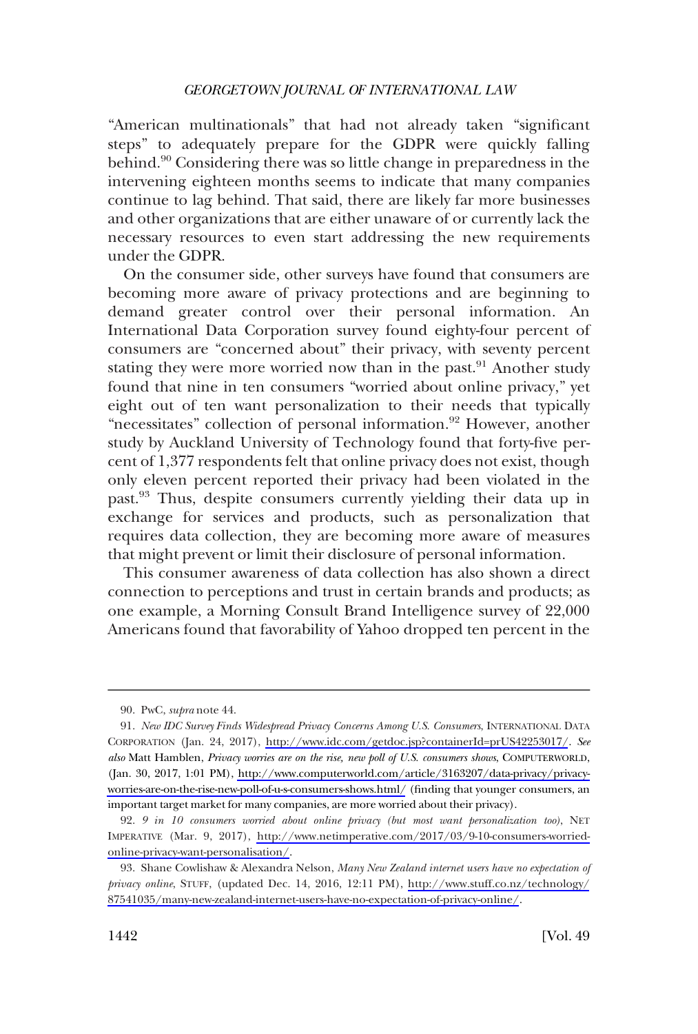"American multinationals" that had not already taken "significant steps" to adequately prepare for the GDPR were quickly falling behind.[90] Considering there was so little change in preparedness in the intervening eighteen months seems to indicate that many companies continue to lag behind. That said, there are likely far more businesses and other organizations that are either unaware of or currently lack the necessary resources to even start addressing the new requirements under the GDPR.

On the consumer side, other surveys have found that consumers are becoming more aware of privacy protections and are beginning to demand greater control over their personal information. An International Data Corporation survey found eighty-four percent of consumers are "concerned about" their privacy, with seventy percent stating they were more worried now than in the past.[91] Another study found that nine in ten consumers "worried about online privacy," yet eight out of ten want personalization to their needs that typically "necessitates" collection of personal information.[92] However, another study by Auckland University of Technology found that forty-five percent of 1,377 respondents felt that online privacy does not exist, though only eleven percent reported their privacy had been violated in the past.[93] Thus, despite consumers currently yielding their data up in exchange for services and products, such as personalization that requires data collection, they are becoming more aware of measures that might prevent or limit their disclosure of personal information.

This consumer awareness of data collection has also shown a direct connection to perceptions and trust in certain brands and products; as one example, a Morning Consult Brand Intelligence survey of 22,000 Americans found that favorability of Yahoo dropped ten percent in the

---

90. PwC, *supra* note 44.

91. *New IDC Survey Finds Widespread Privacy Concerns Among U.S. Consumers*, INTERNATIONAL DATA CORPORATION (Jan. 24, 2017), http://www.idc.com/getdoc.jsp?containerId=prUS42253017/. *See also* Matt Hamblen, *Privacy worries are on the rise, new poll of U.S. consumers shows*, COMPUTERWORLD, (Jan. 30, 2017, 1:01 PM), http://www.computerworld.com/article/3163207/data-privacy/privacy-worries-are-on-the-rise-new-poll-of-u-s-consumers-shows.html/ (finding that younger consumers, an important target market for many companies, are more worried about their privacy).

92. *9 in 10 consumers worried about online privacy (but most want personalization too)*, NET IMPERATIVE (Mar. 9, 2017), http://www.netimperative.com/2017/03/9-10-consumers-worried-online-privacy-want-personalisation/.

93. Shane Cowlishaw & Alexandra Nelson, *Many New Zealand internet users have no expectation of privacy online*, STUFF, (updated Dec. 14, 2016, 12:11 PM), http://www.stuff.co.nz/technology/87541035/many-new-zealand-internet-users-have-no-expectation-of-privacy-online/.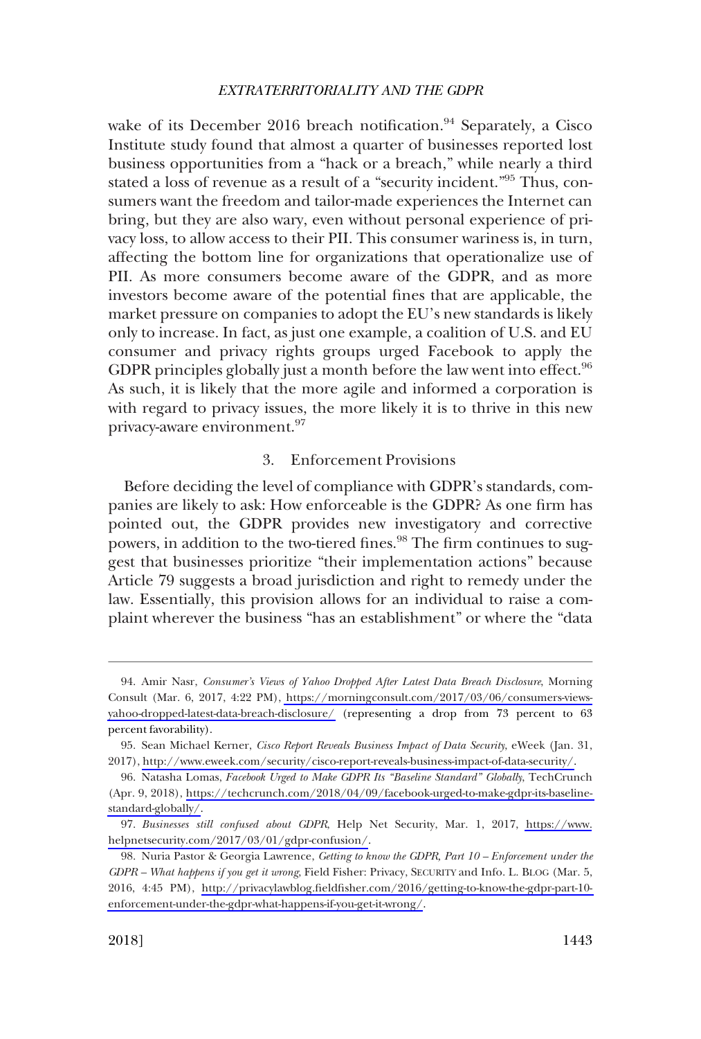wake of its December 2016 breach notification.[94] Separately, a Cisco Institute study found that almost a quarter of businesses reported lost business opportunities from a "hack or a breach," while nearly a third stated a loss of revenue as a result of a "security incident."[95] Thus, consumers want the freedom and tailor-made experiences the Internet can bring, but they are also wary, even without personal experience of privacy loss, to allow access to their PII. This consumer wariness is, in turn, affecting the bottom line for organizations that operationalize use of PII. As more consumers become aware of the GDPR, and as more investors become aware of the potential fines that are applicable, the market pressure on companies to adopt the EU's new standards is likely only to increase. In fact, as just one example, a coalition of U.S. and EU consumer and privacy rights groups urged Facebook to apply the GDPR principles globally just a month before the law went into effect.[96] As such, it is likely that the more agile and informed a corporation is with regard to privacy issues, the more likely it is to thrive in this new privacy-aware environment.[97]

### 3. Enforcement Provisions

Before deciding the level of compliance with GDPR's standards, companies are likely to ask: How enforceable is the GDPR? As one firm has pointed out, the GDPR provides new investigatory and corrective powers, in addition to the two-tiered fines.[98] The firm continues to suggest that businesses prioritize "their implementation actions" because Article 79 suggests a broad jurisdiction and right to remedy under the law. Essentially, this provision allows for an individual to raise a complaint wherever the business "has an establishment" or where the "data

---

94. Amir Nasr, *Consumer's Views of Yahoo Dropped After Latest Data Breach Disclosure*, Morning Consult (Mar. 6, 2017, 4:22 PM), https://morningconsult.com/2017/03/06/consumers-views-yahoo-dropped-latest-data-breach-disclosure/ (representing a drop from 73 percent to 63 percent favorability).

95. Sean Michael Kerner, *Cisco Report Reveals Business Impact of Data Security*, eWeek (Jan. 31, 2017), http://www.eweek.com/security/cisco-report-reveals-business-impact-of-data-security/.

96. Natasha Lomas, *Facebook Urged to Make GDPR Its "Baseline Standard" Globally*, TechCrunch (Apr. 9, 2018), https://techcrunch.com/2018/04/09/facebook-urged-to-make-gdpr-its-baseline-standard-globally/.

97. *Businesses still confused about GDPR*, Help Net Security, Mar. 1, 2017, https://www.helpnetsecurity.com/2017/03/01/gdpr-confusion/.

98. Nuria Pastor & Georgia Lawrence, *Getting to know the GDPR, Part 10 – Enforcement under the GDPR – What happens if you get it wrong*, Field Fisher: Privacy, SECURITY and Info. L. BLOG (Mar. 5, 2016, 4:45 PM), http://privacylawblog.fieldfisher.com/2016/getting-to-know-the-gdpr-part-10-enforcement-under-the-gdpr-what-happens-if-you-get-it-wrong/.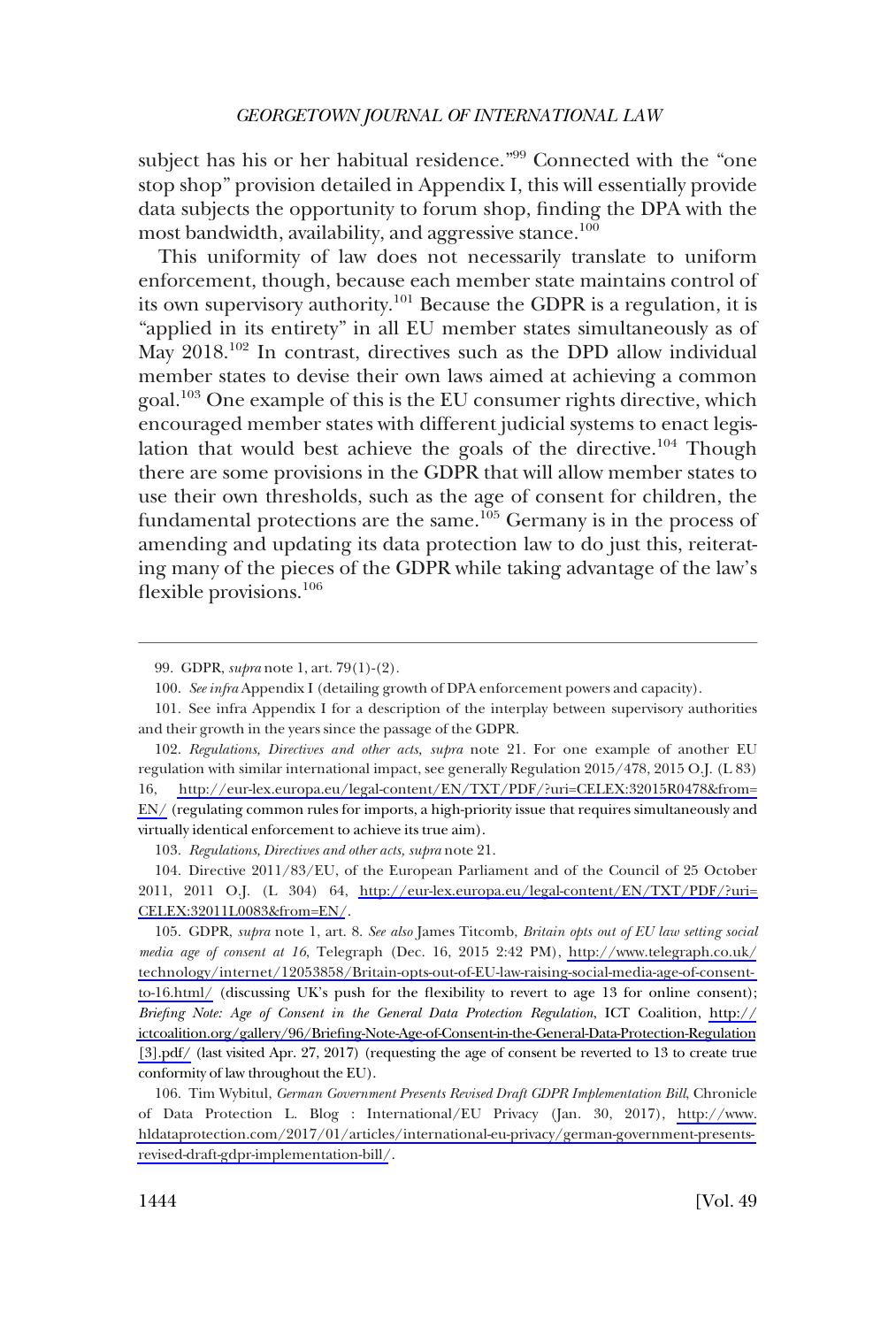subject has his or her habitual residence."[99] Connected with the "one stop shop" provision detailed in Appendix I, this will essentially provide data subjects the opportunity to forum shop, finding the DPA with the most bandwidth, availability, and aggressive stance.[100]

This uniformity of law does not necessarily translate to uniform enforcement, though, because each member state maintains control of its own supervisory authority.[101] Because the GDPR is a regulation, it is "applied in its entirety" in all EU member states simultaneously as of May 2018.[102] In contrast, directives such as the DPD allow individual member states to devise their own laws aimed at achieving a common goal.[103] One example of this is the EU consumer rights directive, which encouraged member states with different judicial systems to enact legislation that would best achieve the goals of the directive.[104] Though there are some provisions in the GDPR that will allow member states to use their own thresholds, such as the age of consent for children, the fundamental protections are the same.[105] Germany is in the process of amending and updating its data protection law to do just this, reiterating many of the pieces of the GDPR while taking advantage of the law's flexible provisions.[106]

---

99. GDPR, *supra* note 1, art. 79(1)-(2).

100. *See infra* Appendix I (detailing growth of DPA enforcement powers and capacity).

101. See infra Appendix I for a description of the interplay between supervisory authorities and their growth in the years since the passage of the GDPR.

102. *Regulations, Directives and other acts*, *supra* note 21. For one example of another EU regulation with similar international impact, see generally Regulation 2015/478, 2015 O.J. (L 83) 16, http://eur-lex.europa.eu/legal-content/EN/TXT/PDF/?uri=CELEX:32015R0478&from=EN/ (regulating common rules for imports, a high-priority issue that requires simultaneously and virtually identical enforcement to achieve its true aim).

103. *Regulations, Directives and other acts*, *supra* note 21.

104. Directive 2011/83/EU, of the European Parliament and of the Council of 25 October 2011, 2011 O.J. (L 304) 64, http://eur-lex.europa.eu/legal-content/EN/TXT/PDF/?uri=CELEX:32011L0083&from=EN/.

105. GDPR, *supra* note 1, art. 8. *See also* James Titcomb, *Britain opts out of EU law setting social media age of consent at 16*, Telegraph (Dec. 16, 2015 2:42 PM), http://www.telegraph.co.uk/technology/internet/12053858/Britain-opts-out-of-EU-law-raising-social-media-age-of-consent-to-16.html/ (discussing UK's push for the flexibility to revert to age 13 for online consent); *Briefing Note: Age of Consent in the General Data Protection Regulation*, ICT Coalition, http://ictcoalition.org/gallery/96/Briefing-Note-Age-of-Consent-in-the-General-Data-Protection-Regulation[3].pdf/ (last visited Apr. 27, 2017) (requesting the age of consent be reverted to 13 to create true conformity of law throughout the EU).

106. Tim Wybitul, *German Government Presents Revised Draft GDPR Implementation Bill*, Chronicle of Data Protection L. Blog : International/EU Privacy (Jan. 30, 2017), http://www.hldataprotection.com/2017/01/articles/international-eu-privacy/german-government-presents-revised-draft-gdpr-implementation-bill/.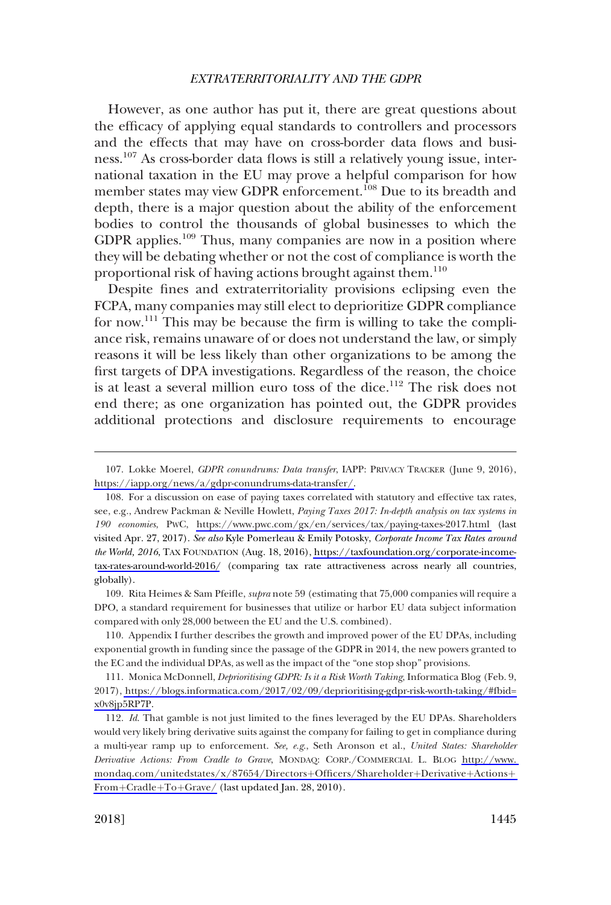However, as one author has put it, there are great questions about the efficacy of applying equal standards to controllers and processors and the effects that may have on cross-border data flows and business.[107] As cross-border data flows is still a relatively young issue, international taxation in the EU may prove a helpful comparison for how member states may view GDPR enforcement.[108] Due to its breadth and depth, there is a major question about the ability of the enforcement bodies to control the thousands of global businesses to which the GDPR applies.[109] Thus, many companies are now in a position where they will be debating whether or not the cost of compliance is worth the proportional risk of having actions brought against them.[110]

Despite fines and extraterritoriality provisions eclipsing even the FCPA, many companies may still elect to deprioritize GDPR compliance for now.[111] This may be because the firm is willing to take the compliance risk, remains unaware of or does not understand the law, or simply reasons it will be less likely than other organizations to be among the first targets of DPA investigations. Regardless of the reason, the choice is at least a several million euro toss of the dice.[112] The risk does not end there; as one organization has pointed out, the GDPR provides additional protections and disclosure requirements to encourage

---

107. Lokke Moerel, *GDPR conundrums: Data transfer*, IAPP: PRIVACY TRACKER (June 9, 2016), https://iapp.org/news/a/gdpr-conundrums-data-transfer/.

108. For a discussion on ease of paying taxes correlated with statutory and effective tax rates, see, e.g., Andrew Packman & Neville Howlett, *Paying Taxes 2017: In-depth analysis on tax systems in 190 economies*, PWC, https://www.pwc.com/gx/en/services/tax/paying-taxes-2017.html (last visited Apr. 27, 2017). *See also* Kyle Pomerleau & Emily Potosky, *Corporate Income Tax Rates around the World, 2016*, TAX FOUNDATION (Aug. 18, 2016), https://taxfoundation.org/corporate-income-tax-rates-around-world-2016/ (comparing tax rate attractiveness across nearly all countries, globally).

109. Rita Heimes & Sam Pfeifle, *supra* note 59 (estimating that 75,000 companies will require a DPO, a standard requirement for businesses that utilize or harbor EU data subject information compared with only 28,000 between the EU and the U.S. combined).

110. Appendix I further describes the growth and improved power of the EU DPAs, including exponential growth in funding since the passage of the GDPR in 2014, the new powers granted to the EC and the individual DPAs, as well as the impact of the "one stop shop" provisions.

111. Monica McDonnell, *Deprioritising GDPR: Is it a Risk Worth Taking*, Informatica Blog (Feb. 9, 2017), https://blogs.informatica.com/2017/02/09/deprioritising-gdpr-risk-worth-taking/#fbid=x0v8jp5RP7P.

112. *Id*. That gamble is not just limited to the fines leveraged by the EU DPAs. Shareholders would very likely bring derivative suits against the company for failing to get in compliance during a multi-year ramp up to enforcement. *See, e.g.*, Seth Aronson et al., *United States: Shareholder Derivative Actions: From Cradle to Grave*, MONDAQ: CORP./COMMERCIAL L. BLOG http://www.mondaq.com/unitedstates/x/87654/Directors+Officers/Shareholder+Derivative+Actions+From+Cradle+To+Grave/ (last updated Jan. 28, 2010).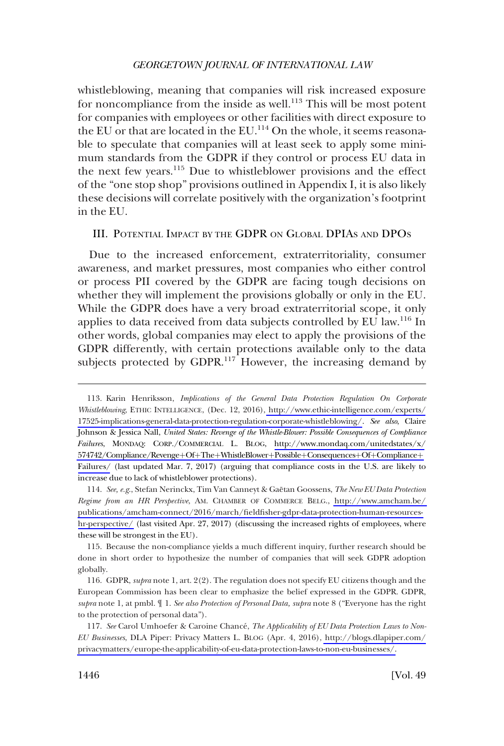whistleblowing, meaning that companies will risk increased exposure for noncompliance from the inside as well.[113] This will be most potent for companies with employees or other facilities with direct exposure to the EU or that are located in the EU.[114] On the whole, it seems reasonable to speculate that companies will at least seek to apply some minimum standards from the GDPR if they control or process EU data in the next few years.[115] Due to whistleblower provisions and the effect of the "one stop shop" provisions outlined in Appendix I, it is also likely these decisions will correlate positively with the organization's footprint in the EU.

## III. Potential Impact by the GDPR on Global DPIAs and DPOs

Due to the increased enforcement, extraterritoriality, consumer awareness, and market pressures, most companies who either control or process PII covered by the GDPR are facing tough decisions on whether they will implement the provisions globally or only in the EU. While the GDPR does have a very broad extraterritorial scope, it only applies to data received from data subjects controlled by EU law.[116] In other words, global companies may elect to apply the provisions of the GDPR differently, with certain protections available only to the data subjects protected by GDPR.[117] However, the increasing demand by

---

113. Karin Henriksson, *Implications of the General Data Protection Regulation On Corporate Whistleblowing*, ETHIC INTELLIGENCE, (Dec. 12, 2016), http://www.ethic-intelligence.com/experts/17525-implications-general-data-protection-regulation-corporate-whistleblowing/. *See also*, Claire Johnson & Jessica Nall, *United States: Revenge of the Whistle-Blower: Possible Consequences of Compliance Failures*, MONDAQ: CORP./COMMERCIAL L. BLOG, http://www.mondaq.com/unitedstates/x/574742/Compliance/Revenge+Of+The+WhistleBlower+Possible+Consequences+Of+Compliance+Failures/ (last updated Mar. 7, 2017) (arguing that compliance costs in the U.S. are likely to increase due to lack of whistleblower protections).

114. *See, e.g.*, Stefan Nerinckx, Tim Van Canneyt & Gaëtan Goossens, *The New EU Data Protection Regime from an HR Perspective*, AM. CHAMBER OF COMMERCE BELG., http://www.amcham.be/publications/amcham-connect/2016/march/fieldfisher-gdpr-data-protection-human-resources-hr-perspective/ (last visited Apr. 27, 2017) (discussing the increased rights of employees, where these will be strongest in the EU).

115. Because the non-compliance yields a much different inquiry, further research should be done in short order to hypothesize the number of companies that will seek GDPR adoption globally.

116. GDPR, *supra* note 1, art. 2(2). The regulation does not specify EU citizens though and the European Commission has been clear to emphasize the belief expressed in the GDPR. GDPR, *supra* note 1, at pmbl. ¶ 1. *See also Protection of Personal Data*, *supra* note 8 ("Everyone has the right to the protection of personal data").

117. *See* Carol Umhoefer & Caroine Chancé, *The Applicability of EU Data Protection Laws to Non-EU Businesses*, DLA Piper: Privacy Matters L. BLOG (Apr. 4, 2016), http://blogs.dlapiper.com/privacymatters/europe-the-applicability-of-eu-data-protection-laws-to-non-eu-businesses/.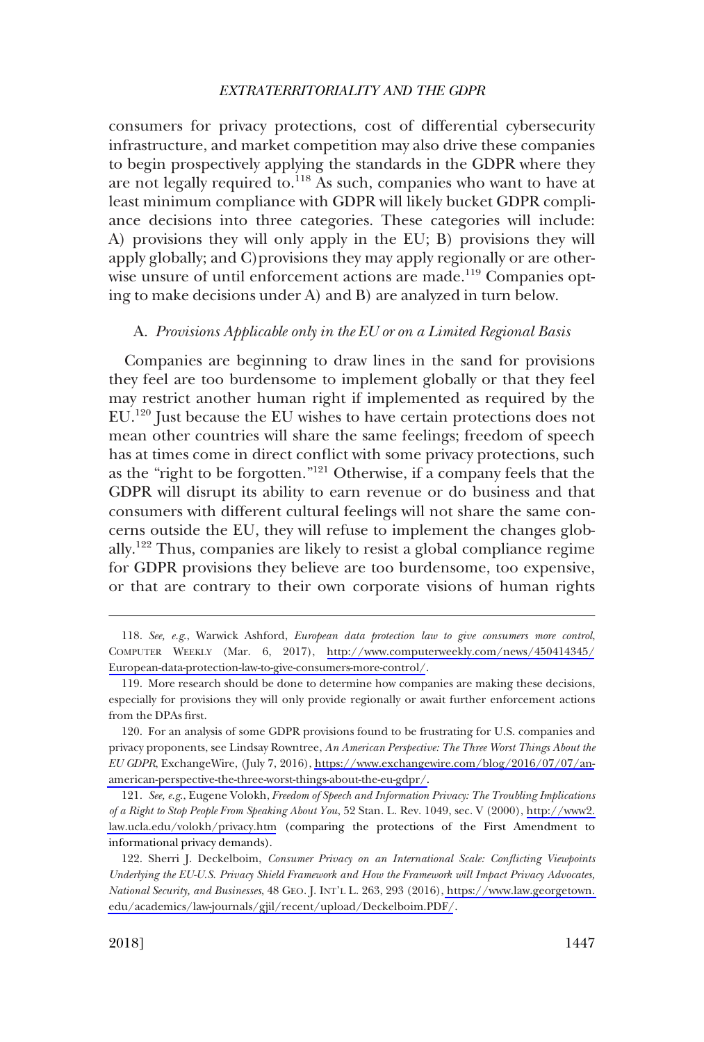consumers for privacy protections, cost of differential cybersecurity infrastructure, and market competition may also drive these companies to begin prospectively applying the standards in the GDPR where they are not legally required to.[118] As such, companies who want to have at least minimum compliance with GDPR will likely bucket GDPR compliance decisions into three categories. These categories will include: A) provisions they will only apply in the EU; B) provisions they will apply globally; and C) provisions they may apply regionally or are otherwise unsure of until enforcement actions are made.[119] Companies opting to make decisions under A) and B) are analyzed in turn below.

### A. *Provisions Applicable only in the EU or on a Limited Regional Basis*

Companies are beginning to draw lines in the sand for provisions they feel are too burdensome to implement globally or that they feel may restrict another human right if implemented as required by the EU.[120] Just because the EU wishes to have certain protections does not mean other countries will share the same feelings; freedom of speech has at times come in direct conflict with some privacy protections, such as the "right to be forgotten."[121] Otherwise, if a company feels that the GDPR will disrupt its ability to earn revenue or do business and that consumers with different cultural feelings will not share the same concerns outside the EU, they will refuse to implement the changes globally.[122] Thus, companies are likely to resist a global compliance regime for GDPR provisions they believe are too burdensome, too expensive, or that are contrary to their own corporate visions of human rights

---

118. *See, e.g.*, Warwick Ashford, *European data protection law to give consumers more control*, COMPUTER WEEKLY (Mar. 6, 2017), http://www.computerweekly.com/news/450414345/European-data-protection-law-to-give-consumers-more-control/.

119. More research should be done to determine how companies are making these decisions, especially for provisions they will only provide regionally or await further enforcement actions from the DPAs first.

120. For an analysis of some GDPR provisions found to be frustrating for U.S. companies and privacy proponents, see Lindsay Rowntree, *An American Perspective: The Three Worst Things About the EU GDPR*, ExchangeWire, (July 7, 2016), https://www.exchangewire.com/blog/2016/07/07/an-american-perspective-the-three-worst-things-about-the-eu-gdpr/.

121. *See, e.g.*, Eugene Volokh, *Freedom of Speech and Information Privacy: The Troubling Implications of a Right to Stop People From Speaking About You*, 52 Stan. L. Rev. 1049, sec. V (2000), http://www2.law.ucla.edu/volokh/privacy.htm (comparing the protections of the First Amendment to informational privacy demands).

122. Sherri J. Deckelboim, *Consumer Privacy on an International Scale: Conflicting Viewpoints Underlying the EU-U.S. Privacy Shield Framework and How the Framework will Impact Privacy Advocates, National Security, and Businesses*, 48 GEO. J. INT'L L. 263, 293 (2016), https://www.law.georgetown.edu/academics/law-journals/gjil/recent/upload/Deckelboim.PDF/.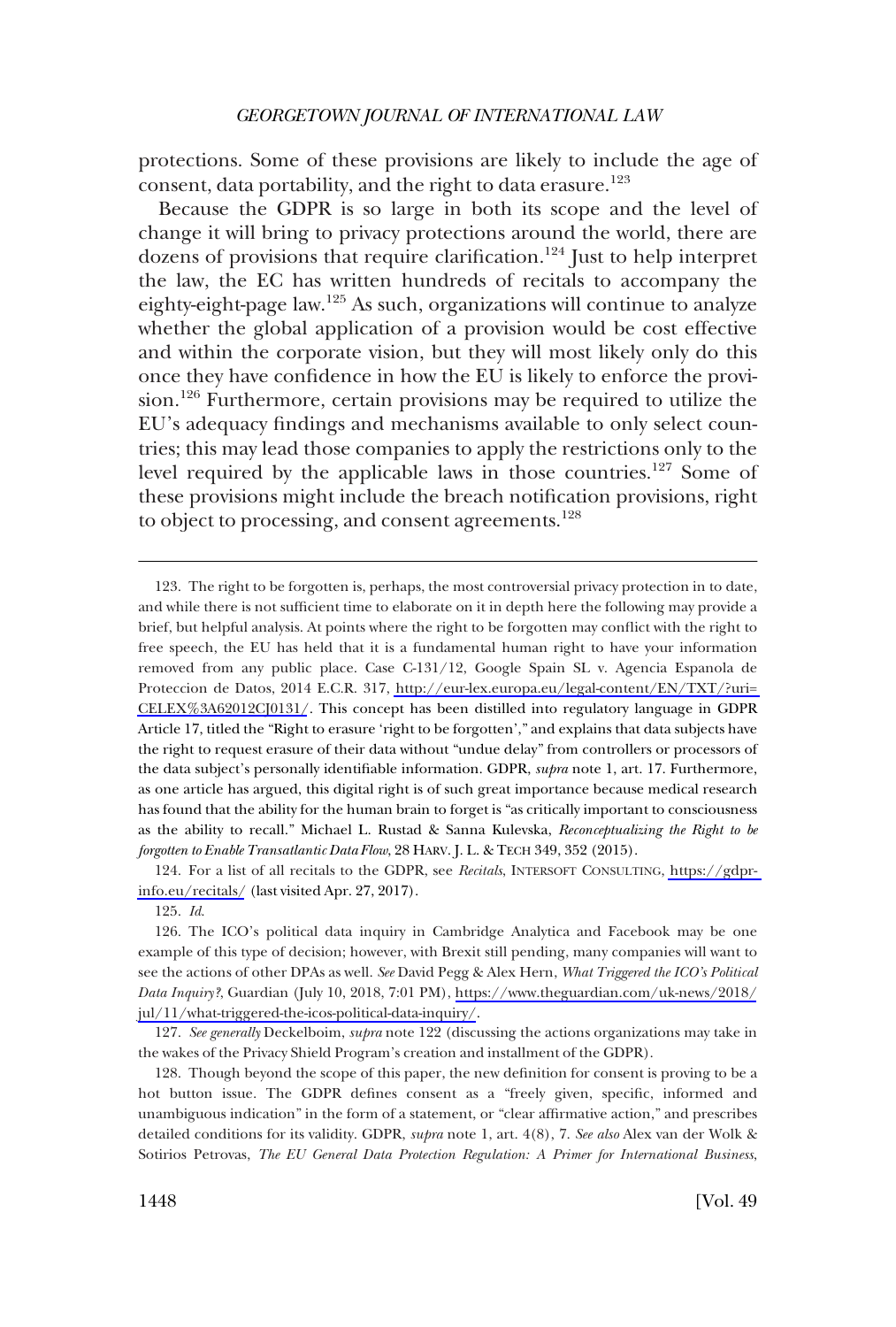protections. Some of these provisions are likely to include the age of consent, data portability, and the right to data erasure.[123]

Because the GDPR is so large in both its scope and the level of change it will bring to privacy protections around the world, there are dozens of provisions that require clarification.[124] Just to help interpret the law, the EC has written hundreds of recitals to accompany the eighty-eight-page law.[125] As such, organizations will continue to analyze whether the global application of a provision would be cost effective and within the corporate vision, but they will most likely only do this once they have confidence in how the EU is likely to enforce the provision.[126] Furthermore, certain provisions may be required to utilize the EU's adequacy findings and mechanisms available to only select countries; this may lead those companies to apply the restrictions only to the level required by the applicable laws in those countries.[127] Some of these provisions might include the breach notification provisions, right to object to processing, and consent agreements.[128]

---

123. The right to be forgotten is, perhaps, the most controversial privacy protection in to date, and while there is not sufficient time to elaborate on it in depth here the following may provide a brief, but helpful analysis. At points where the right to be forgotten may conflict with the right to free speech, the EU has held that it is a fundamental human right to have your information removed from any public place. Case C-131/12, Google Spain SL v. Agencia Espanola de Proteccion de Datos, 2014 E.C.R. 317, http://eur-lex.europa.eu/legal-content/EN/TXT/?uri=CELEX%3A62012CJ0131/. This concept has been distilled into regulatory language in GDPR Article 17, titled the "Right to erasure 'right to be forgotten'," and explains that data subjects have the right to request erasure of their data without "undue delay" from controllers or processors of the data subject's personally identifiable information. GDPR, *supra* note 1, art. 17. Furthermore, as one article has argued, this digital right is of such great importance because medical research has found that the ability for the human brain to forget is "as critically important to consciousness as the ability to recall." Michael L. Rustad & Sanna Kulevska, *Reconceptualizing the Right to be forgotten to Enable Transatlantic Data Flow*, 28 HARV. J. L. & TECH 349, 352 (2015).

124. For a list of all recitals to the GDPR, see *Recitals*, INTERSOFT CONSULTING, https://gdpr-info.eu/recitals/ (last visited Apr. 27, 2017).

125. *Id.*

126. The ICO's political data inquiry in Cambridge Analytica and Facebook may be one example of this type of decision; however, with Brexit still pending, many companies will want to see the actions of other DPAs as well. *See* David Pegg & Alex Hern, *What Triggered the ICO's Political Data Inquiry?*, Guardian (July 10, 2018, 7:01 PM), https://www.theguardian.com/uk-news/2018/jul/11/what-triggered-the-icos-political-data-inquiry/.

127. *See generally* Deckelboim, *supra* note 122 (discussing the actions organizations may take in the wakes of the Privacy Shield Program's creation and installment of the GDPR).

128. Though beyond the scope of this paper, the new definition for consent is proving to be a hot button issue. The GDPR defines consent as a "freely given, specific, informed and unambiguous indication" in the form of a statement, or "clear affirmative action," and prescribes detailed conditions for its validity. GDPR, *supra* note 1, art. 4(8), 7. *See also* Alex van der Wolk & Sotirios Petrovas, *The EU General Data Protection Regulation: A Primer for International Business*,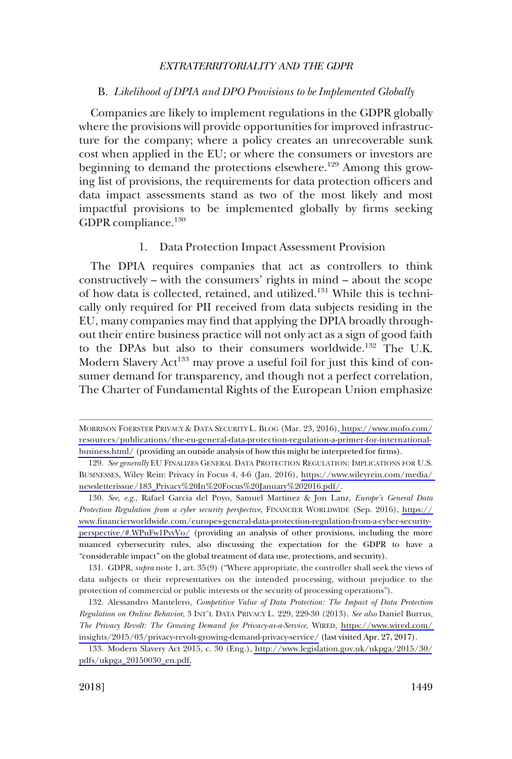### B. *Likelihood of DPIA and DPO Provisions to be Implemented Globally*

Companies are likely to implement regulations in the GDPR globally where the provisions will provide opportunities for improved infrastructure for the company; where a policy creates an unrecoverable sunk cost when applied in the EU; or where the consumers or investors are beginning to demand the protections elsewhere.[129] Among this growing list of provisions, the requirements for data protection officers and data impact assessments stand as two of the most likely and most impactful provisions to be implemented globally by firms seeking GDPR compliance.[130]

#### 1. Data Protection Impact Assessment Provision

The DPIA requires companies that act as controllers to think constructively – with the consumers' rights in mind – about the scope of how data is collected, retained, and utilized.[131] While this is technically only required for PII received from data subjects residing in the EU, many companies may find that applying the DPIA broadly throughout their entire business practice will not only act as a sign of good faith to the DPAs but also to their consumers worldwide.[132] The U.K. Modern Slavery Act[133] may prove a useful foil for just this kind of consumer demand for transparency, and though not a perfect correlation, The Charter of Fundamental Rights of the European Union emphasize

---

MORRISON FOERSTER PRIVACY & DATA SECURITY L. BLOG (Mar. 23, 2016), https://www.mofo.com/resources/publications/the-eu-general-data-protection-regulation-a-primer-for-international-business.html/ (providing an outside analysis of how this might be interpreted for firms).

129. *See generally* EU FINALIZES GENERAL DATA PROTECTION REGULATION: IMPLICATIONS FOR U.S. BUSINESSES, Wiley Rein: Privacy in Focus 4, 4-6 (Jan. 2016), https://www.wileyrein.com/media/newsletterissue/183_Privacy%20In%20Focus%20January%202016.pdf/.

130. *See, e.g.*, Rafael Garcia del Poyo, Samuel Martinez & Jon Lanz, *Europe's General Data Protection Regulation from a cyber security perspective*, FINANCIER WORLDWIDE (Sep. 2016), https://www.financierworldwide.com/europes-general-data-protection-regulation-from-a-cyber-security-perspective/#.WPuFw1PyvVo/ (providing an analysis of other provisions, including the more nuanced cybersecurity rules, also discussing the expectation for the GDPR to have a "considerable impact" on the global treatment of data use, protections, and security).

131. GDPR, *supra* note 1, art. 35(9) ("Where appropriate, the controller shall seek the views of data subjects or their representatives on the intended processing, without prejudice to the protection of commercial or public interests or the security of processing operations").

132. Alessandro Mantelero, *Competitive Value of Data Protection: The Impact of Data Protection Regulation on Online Behavior*, 3 INT'L DATA PRIVACY L. 229, 229-30 (2013). *See also* Daniel Burrus, *The Privacy Revolt: The Growing Demand for Privacy-as-a-Service*, WIRED, https://www.wired.com/insights/2015/03/privacy-revolt-growing-demand-privacy-service/ (last visited Apr. 27, 2017).

133. Modern Slavery Act 2015, c. 30 (Eng.), http://www.legislation.gov.uk/ukpga/2015/30/pdfs/ukpga_20150030_en.pdf.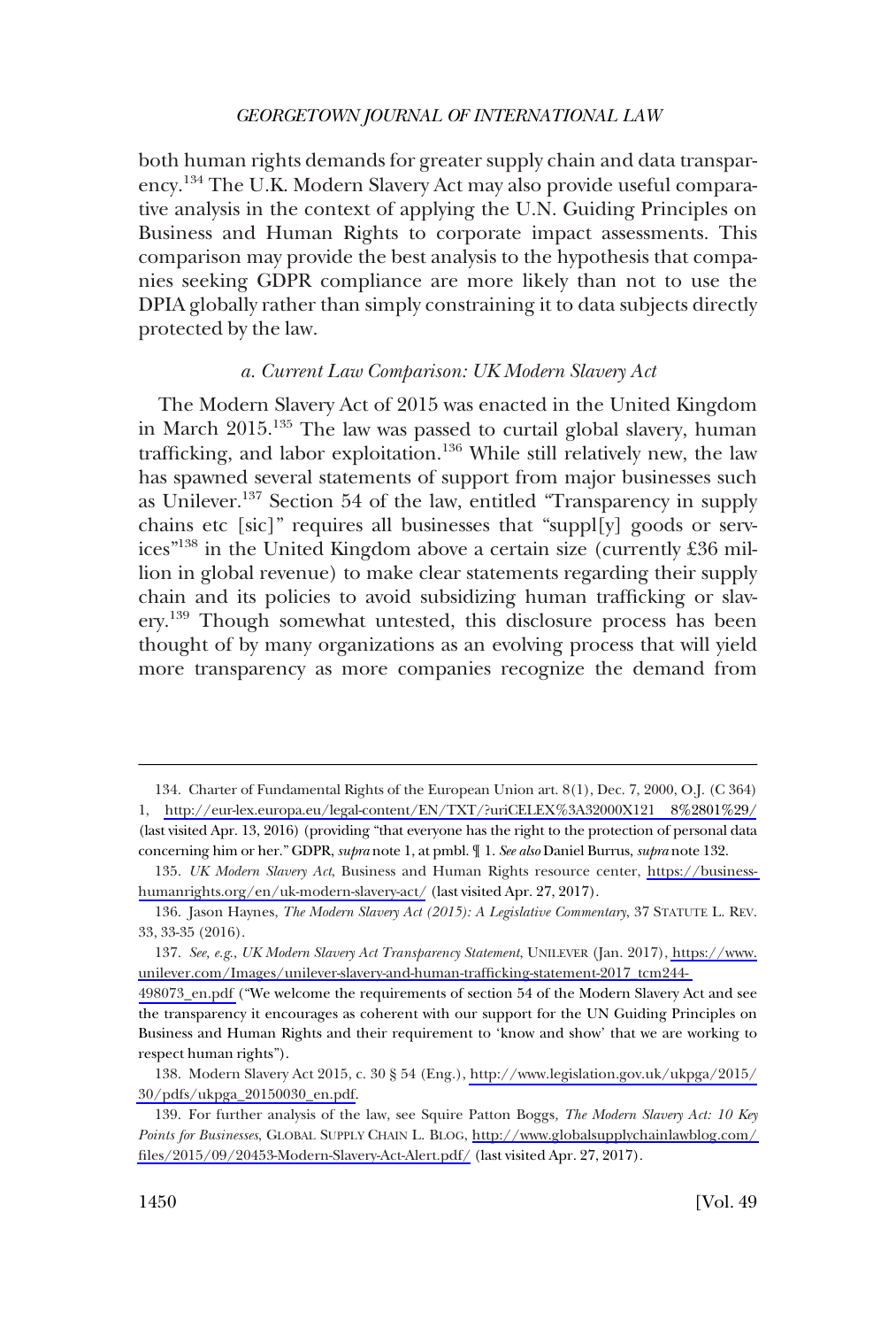both human rights demands for greater supply chain and data transparency.[134] The U.K. Modern Slavery Act may also provide useful comparative analysis in the context of applying the U.N. Guiding Principles on Business and Human Rights to corporate impact assessments. This comparison may provide the best analysis to the hypothesis that companies seeking GDPR compliance are more likely than not to use the DPIA globally rather than simply constraining it to data subjects directly protected by the law.

### *a. Current Law Comparison: UK Modern Slavery Act*

The Modern Slavery Act of 2015 was enacted in the United Kingdom in March 2015.[135] The law was passed to curtail global slavery, human trafficking, and labor exploitation.[136] While still relatively new, the law has spawned several statements of support from major businesses such as Unilever.[137] Section 54 of the law, entitled "Transparency in supply chains etc [sic]" requires all businesses that "suppl[y] goods or services"[138] in the United Kingdom above a certain size (currently £36 million in global revenue) to make clear statements regarding their supply chain and its policies to avoid subsidizing human trafficking or slavery.[139] Though somewhat untested, this disclosure process has been thought of by many organizations as an evolving process that will yield more transparency as more companies recognize the demand from

---

134. Charter of Fundamental Rights of the European Union art. 8(1), Dec. 7, 2000, O.J. (C 364) 1, http://eur-lex.europa.eu/legal-content/EN/TXT/?uriCELEX%3A32000X121 8%2801%29/ (last visited Apr. 13, 2016) (providing "that everyone has the right to the protection of personal data concerning him or her." GDPR, *supra* note 1, at pmbl. ¶ 1. *See also* Daniel Burrus, *supra* note 132.

135. *UK Modern Slavery Act*, Business and Human Rights resource center, https://business-humanrights.org/en/uk-modern-slavery-act/ (last visited Apr. 27, 2017).

136. Jason Haynes, *The Modern Slavery Act (2015): A Legislative Commentary*, 37 STATUTE L. REV. 33, 33-35 (2016).

137. *See, e.g.*, *UK Modern Slavery Act Transparency Statement*, UNILEVER (Jan. 2017), https://www.unilever.com/Images/unilever-slavery-and-human-trafficking-statement-2017_tcm244-498073_en.pdf ("We welcome the requirements of section 54 of the Modern Slavery Act and see the transparency it encourages as coherent with our support for the UN Guiding Principles on Business and Human Rights and their requirement to 'know and show' that we are working to respect human rights").

138. Modern Slavery Act 2015, c. 30 § 54 (Eng.), http://www.legislation.gov.uk/ukpga/2015/30/pdfs/ukpga_20150030_en.pdf.

139. For further analysis of the law, see Squire Patton Boggs, *The Modern Slavery Act: 10 Key Points for Businesses*, GLOBAL SUPPLY CHAIN L. BLOG, http://www.globalsupplychainlawblog.com/files/2015/09/20453-Modern-Slavery-Act-Alert.pdf/ (last visited Apr. 27, 2017).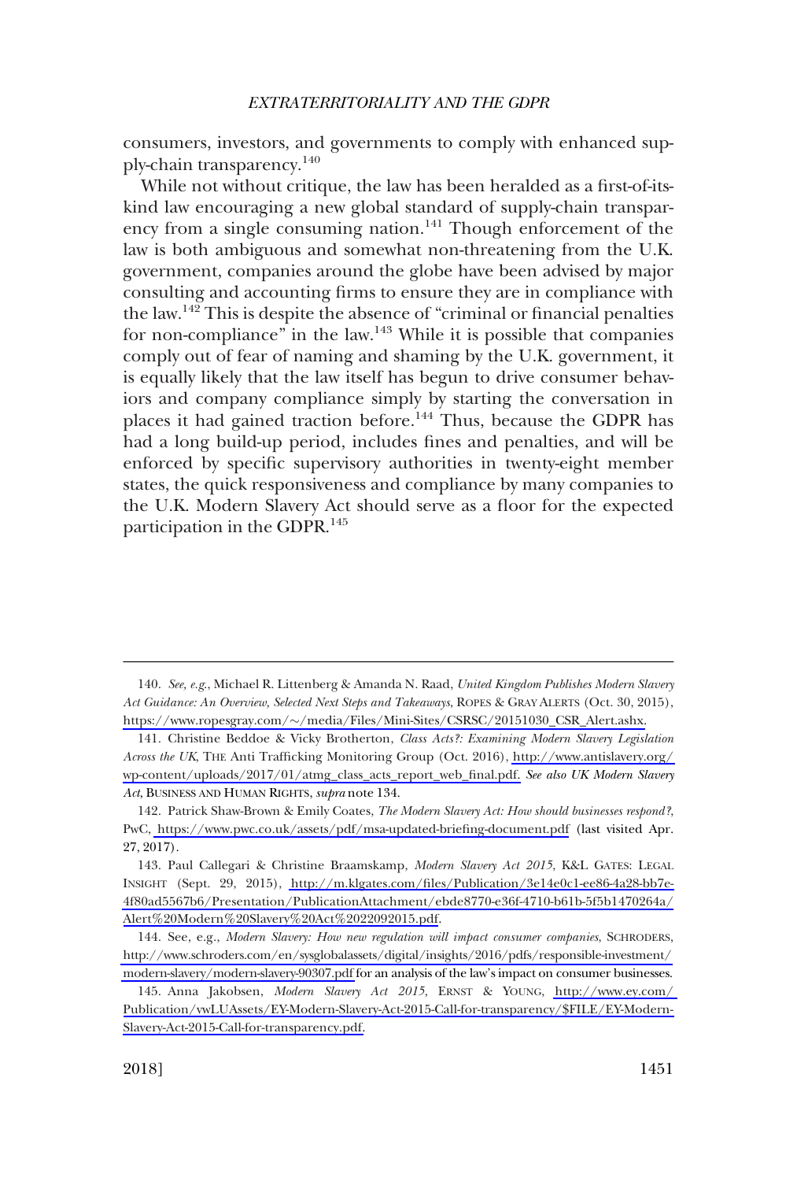consumers, investors, and governments to comply with enhanced supply-chain transparency.[140]

While not without critique, the law has been heralded as a first-of-its-kind law encouraging a new global standard of supply-chain transparency from a single consuming nation.[141] Though enforcement of the law is both ambiguous and somewhat non-threatening from the U.K. government, companies around the globe have been advised by major consulting and accounting firms to ensure they are in compliance with the law.[142] This is despite the absence of "criminal or financial penalties for non-compliance" in the law.[143] While it is possible that companies comply out of fear of naming and shaming by the U.K. government, it is equally likely that the law itself has begun to drive consumer behaviors and company compliance simply by starting the conversation in places it had gained traction before.[144] Thus, because the GDPR has had a long build-up period, includes fines and penalties, and will be enforced by specific supervisory authorities in twenty-eight member states, the quick responsiveness and compliance by many companies to the U.K. Modern Slavery Act should serve as a floor for the expected participation in the GDPR.[145]

---

140. *See, e.g.*, Michael R. Littenberg & Amanda N. Raad, *United Kingdom Publishes Modern Slavery Act Guidance: An Overview, Selected Next Steps and Takeaways*, ROPES & GRAY ALERTS (Oct. 30, 2015), https://www.ropesgray.com/~/media/Files/Mini-Sites/CSRSC/20151030_CSR_Alert.ashx.

141. Christine Beddoe & Vicky Brotherton, *Class Acts?: Examining Modern Slavery Legislation Across the UK*, THE Anti Trafficking Monitoring Group (Oct. 2016), http://www.antislavery.org/wp-content/uploads/2017/01/atmg_class_acts_report_web_final.pdf. *See also UK Modern Slavery Act*, BUSINESS AND HUMAN RIGHTS, *supra* note 134.

142. Patrick Shaw-Brown & Emily Coates, *The Modern Slavery Act: How should businesses respond?*, PwC, https://www.pwc.co.uk/assets/pdf/msa-updated-briefing-document.pdf (last visited Apr. 27, 2017).

143. Paul Callegari & Christine Braamskamp, *Modern Slavery Act 2015*, K&L GATES: LEGAL INSIGHT (Sept. 29, 2015), http://m.klgates.com/files/Publication/3e14e0c1-ee86-4a28-bb7e-4f80ad5567b6/Presentation/PublicationAttachment/ebde8770-e36f-4710-b61b-5f5b1470264a/Alert%20Modern%20Slavery%20Act%2022092015.pdf.

144. See, e.g., *Modern Slavery: How new regulation will impact consumer companies*, SCHRODERS, http://www.schroders.com/en/sysglobalassets/digital/insights/2016/pdfs/responsible-investment/modern-slavery/modern-slavery-90307.pdf for an analysis of the law's impact on consumer businesses.

145. Anna Jakobsen, *Modern Slavery Act 2015*, ERNST & YOUNG, http://www.ey.com/Publication/vwLUAssets/EY-Modern-Slavery-Act-2015-Call-for-transparency/$FILE/EY-Modern-Slavery-Act-2015-Call-for-transparency.pdf.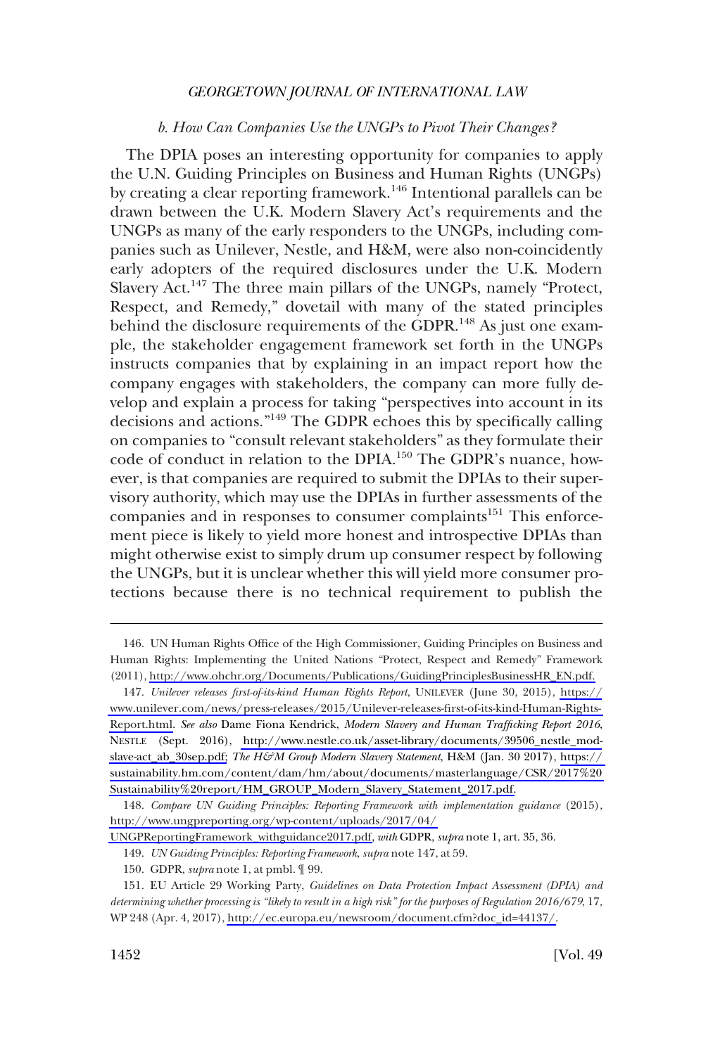#### *b. How Can Companies Use the UNGPs to Pivot Their Changes?*

The DPIA poses an interesting opportunity for companies to apply the U.N. Guiding Principles on Business and Human Rights (UNGPs) by creating a clear reporting framework.[146] Intentional parallels can be drawn between the U.K. Modern Slavery Act's requirements and the UNGPs as many of the early responders to the UNGPs, including companies such as Unilever, Nestle, and H&M, were also non-coincidently early adopters of the required disclosures under the U.K. Modern Slavery Act.[147] The three main pillars of the UNGPs, namely "Protect, Respect, and Remedy," dovetail with many of the stated principles behind the disclosure requirements of the GDPR.[148] As just one example, the stakeholder engagement framework set forth in the UNGPs instructs companies that by explaining in an impact report how the company engages with stakeholders, the company can more fully develop and explain a process for taking "perspectives into account in its decisions and actions."[149] The GDPR echoes this by specifically calling on companies to "consult relevant stakeholders" as they formulate their code of conduct in relation to the DPIA.[150] The GDPR's nuance, however, is that companies are required to submit the DPIAs to their supervisory authority, which may use the DPIAs in further assessments of the companies and in responses to consumer complaints[151] This enforcement piece is likely to yield more honest and introspective DPIAs than might otherwise exist to simply drum up consumer respect by following the UNGPs, but it is unclear whether this will yield more consumer protections because there is no technical requirement to publish the

---

146. UN Human Rights Office of the High Commissioner, Guiding Principles on Business and Human Rights: Implementing the United Nations "Protect, Respect and Remedy" Framework (2011), http://www.ohchr.org/Documents/Publications/GuidingPrinciplesBusinessHR_EN.pdf.

147. *Unilever releases first-of-its-kind Human Rights Report*, UNILEVER (June 30, 2015), https://www.unilever.com/news/press-releases/2015/Unilever-releases-first-of-its-kind-Human-Rights-Report.html. *See also* Dame Fiona Kendrick, *Modern Slavery and Human Trafficking Report 2016*, NESTLE (Sept. 2016), http://www.nestle.co.uk/asset-library/documents/39506_nestle_mod-slave-act_ab_30sep.pdf; *The H&M Group Modern Slavery Statement*, H&M (Jan. 30 2017), https://sustainability.hm.com/content/dam/hm/about/documents/masterlanguage/CSR/2017%20Sustainability%20report/HM_GROUP_Modern_Slavery_Statement_2017.pdf.

148. *Compare UN Guiding Principles: Reporting Framework with implementation guidance* (2015), http://www.ungpreporting.org/wp-content/uploads/2017/04/UNGPReportingFramework_withguidance2017.pdf, *with* GDPR, *supra* note 1, art. 35, 36.

149. *UN Guiding Principles: Reporting Framework*, *supra* note 147, at 59.

150. GDPR, *supra* note 1, at pmbl. ¶ 99.

151. EU Article 29 Working Party, *Guidelines on Data Protection Impact Assessment (DPIA) and determining whether processing is "likely to result in a high risk" for the purposes of Regulation 2016/679*, 17, WP 248 (Apr. 4, 2017), http://ec.europa.eu/newsroom/document.cfm?doc_id=44137/.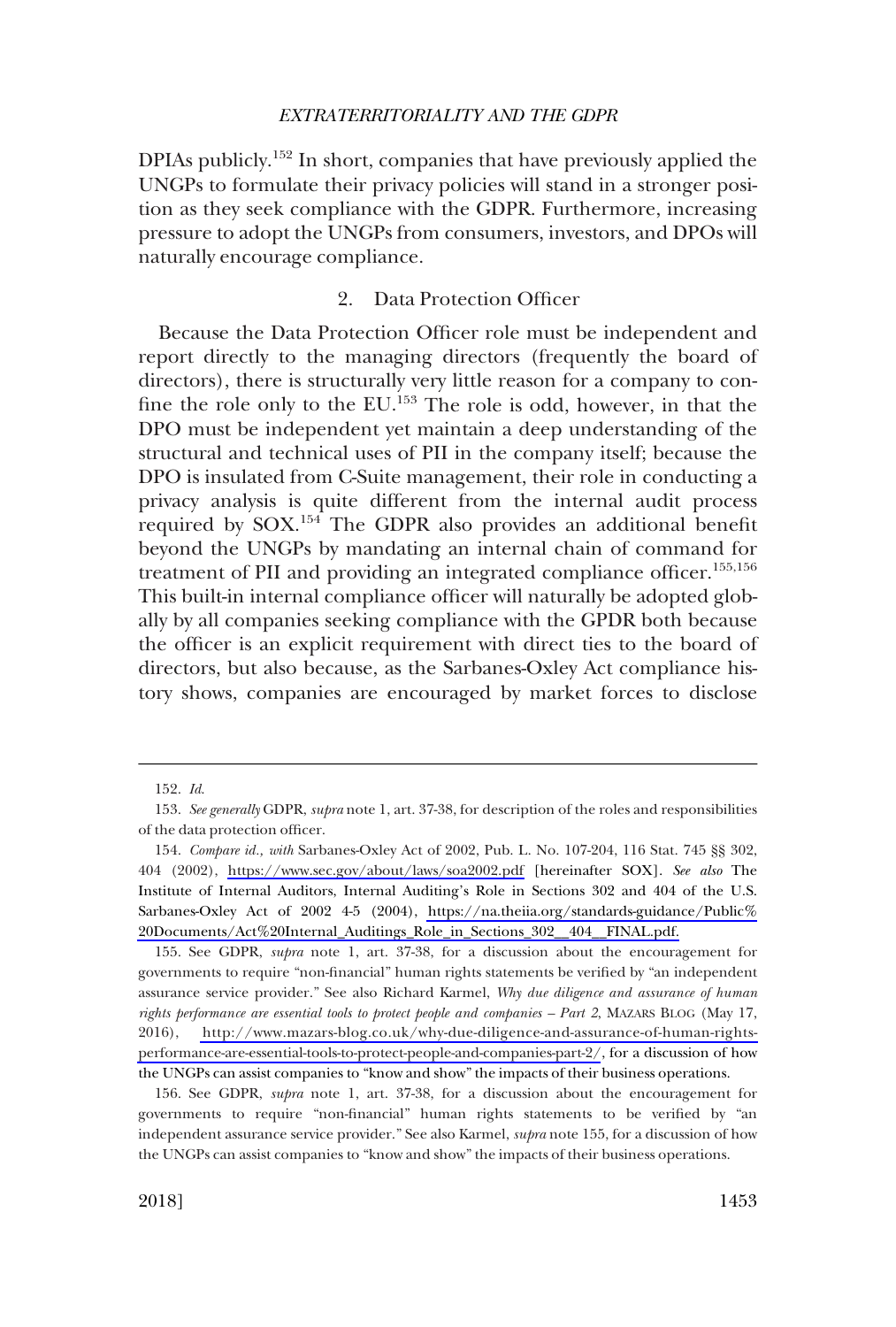DPIAs publicly.[152] In short, companies that have previously applied the UNGPs to formulate their privacy policies will stand in a stronger position as they seek compliance with the GDPR. Furthermore, increasing pressure to adopt the UNGPs from consumers, investors, and DPOs will naturally encourage compliance.

### 2. Data Protection Officer

Because the Data Protection Officer role must be independent and report directly to the managing directors (frequently the board of directors), there is structurally very little reason for a company to confine the role only to the EU.[153] The role is odd, however, in that the DPO must be independent yet maintain a deep understanding of the structural and technical uses of PII in the company itself; because the DPO is insulated from C-Suite management, their role in conducting a privacy analysis is quite different from the internal audit process required by SOX.[154] The GDPR also provides an additional benefit beyond the UNGPs by mandating an internal chain of command for treatment of PII and providing an integrated compliance officer.[155,156] This built-in internal compliance officer will naturally be adopted globally by all companies seeking compliance with the GPDR both because the officer is an explicit requirement with direct ties to the board of directors, but also because, as the Sarbanes-Oxley Act compliance history shows, companies are encouraged by market forces to disclose

---

152. *Id.*

153. *See generally* GDPR, *supra* note 1, art. 37-38, for description of the roles and responsibilities of the data protection officer.

154. *Compare id., with* Sarbanes-Oxley Act of 2002, Pub. L. No. 107-204, 116 Stat. 745 §§ 302, 404 (2002), https://www.sec.gov/about/laws/soa2002.pdf [hereinafter SOX]. *See also* The Institute of Internal Auditors, Internal Auditing's Role in Sections 302 and 404 of the U.S. Sarbanes-Oxley Act of 2002 4-5 (2004), https://na.theiia.org/standards-guidance/Public%20Documents/Act%20Internal_Auditings_Role_in_Sections_302__404__FINAL.pdf.

155. See GDPR, *supra* note 1, art. 37-38, for a discussion about the encouragement for governments to require "non-financial" human rights statements be verified by "an independent assurance service provider." See also Richard Karmel, *Why due diligence and assurance of human rights performance are essential tools to protect people and companies – Part 2*, MAZARS BLOG (May 17, 2016), http://www.mazars-blog.co.uk/why-due-diligence-and-assurance-of-human-rights-performance-are-essential-tools-to-protect-people-and-companies-part-2/, for a discussion of how the UNGPs can assist companies to "know and show" the impacts of their business operations.

156. See GDPR, *supra* note 1, art. 37-38, for a discussion about the encouragement for governments to require "non-financial" human rights statements to be verified by "an independent assurance service provider." See also Karmel, *supra* note 155, for a discussion of how the UNGPs can assist companies to "know and show" the impacts of their business operations.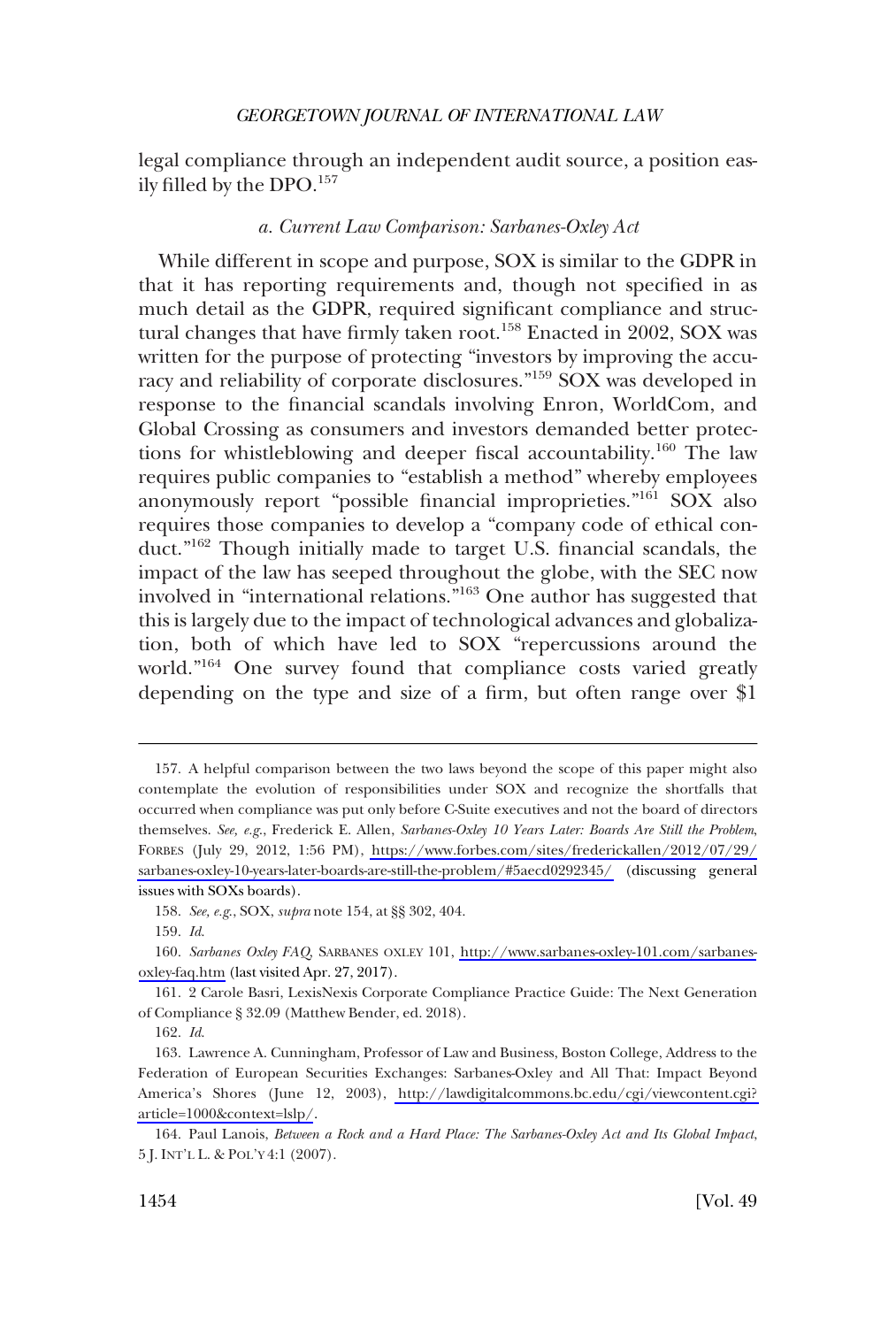legal compliance through an independent audit source, a position easily filled by the DPO.[157]

### *a. Current Law Comparison: Sarbanes-Oxley Act*

While different in scope and purpose, SOX is similar to the GDPR in that it has reporting requirements and, though not specified in as much detail as the GDPR, required significant compliance and structural changes that have firmly taken root.[158] Enacted in 2002, SOX was written for the purpose of protecting "investors by improving the accuracy and reliability of corporate disclosures."[159] SOX was developed in response to the financial scandals involving Enron, WorldCom, and Global Crossing as consumers and investors demanded better protections for whistleblowing and deeper fiscal accountability.[160] The law requires public companies to "establish a method" whereby employees anonymously report "possible financial improprieties."[161] SOX also requires those companies to develop a "company code of ethical conduct."[162] Though initially made to target U.S. financial scandals, the impact of the law has seeped throughout the globe, with the SEC now involved in "international relations."[163] One author has suggested that this is largely due to the impact of technological advances and globalization, both of which have led to SOX "repercussions around the world."[164] One survey found that compliance costs varied greatly depending on the type and size of a firm, but often range over $1

---

157. A helpful comparison between the two laws beyond the scope of this paper might also contemplate the evolution of responsibilities under SOX and recognize the shortfalls that occurred when compliance was put only before C-Suite executives and not the board of directors themselves. *See, e.g.*, Frederick E. Allen, *Sarbanes-Oxley 10 Years Later: Boards Are Still the Problem*, FORBES (July 29, 2012, 1:56 PM), https://www.forbes.com/sites/frederickallen/2012/07/29/sarbanes-oxley-10-years-later-boards-are-still-the-problem/#5aecd0292345/ (discussing general issues with SOXs boards).

158. *See, e.g.*, SOX, *supra* note 154, at §§ 302, 404.

159. *Id.*

160. *Sarbanes Oxley FAQ*, SARBANES OXLEY 101, http://www.sarbanes-oxley-101.com/sarbanes-oxley-faq.htm (last visited Apr. 27, 2017).

161. 2 Carole Basri, LexisNexis Corporate Compliance Practice Guide: The Next Generation of Compliance § 32.09 (Matthew Bender, ed. 2018).

162. *Id.*

163. Lawrence A. Cunningham, Professor of Law and Business, Boston College, Address to the Federation of European Securities Exchanges: Sarbanes-Oxley and All That: Impact Beyond America's Shores (June 12, 2003), http://lawdigitalcommons.bc.edu/cgi/viewcontent.cgi?article=1000&context=lslp/.

164. Paul Lanois, *Between a Rock and a Hard Place: The Sarbanes-Oxley Act and Its Global Impact*, 5 J. INT'L L. & POL'Y 4:1 (2007).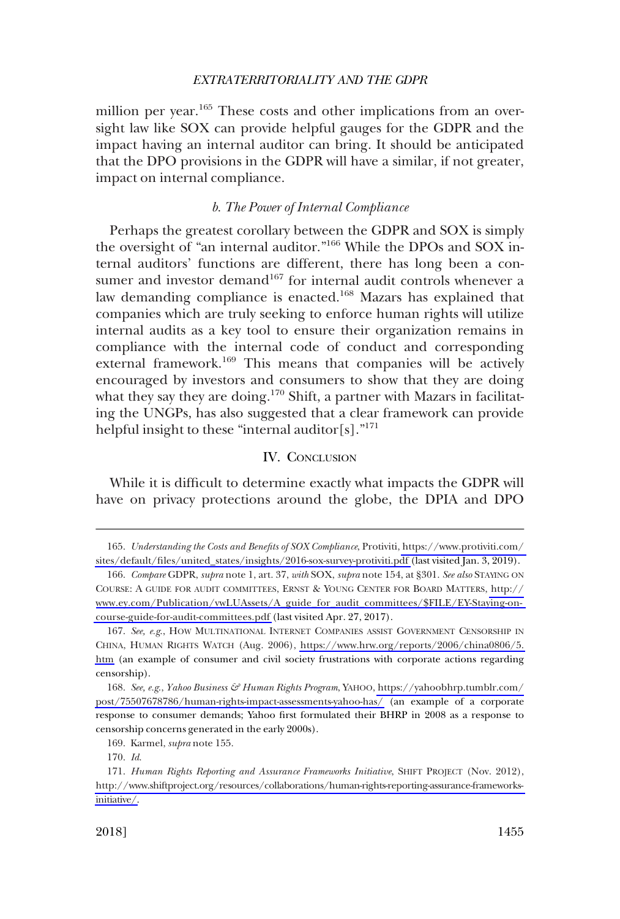million per year.[165] These costs and other implications from an oversight law like SOX can provide helpful gauges for the GDPR and the impact having an internal auditor can bring. It should be anticipated that the DPO provisions in the GDPR will have a similar, if not greater, impact on internal compliance.

#### *b. The Power of Internal Compliance*

Perhaps the greatest corollary between the GDPR and SOX is simply the oversight of "an internal auditor."[166] While the DPOs and SOX internal auditors' functions are different, there has long been a consumer and investor demand[167] for internal audit controls whenever a law demanding compliance is enacted.[168] Mazars has explained that companies which are truly seeking to enforce human rights will utilize internal audits as a key tool to ensure their organization remains in compliance with the internal code of conduct and corresponding external framework.[169] This means that companies will be actively encouraged by investors and consumers to show that they are doing what they say they are doing.[170] Shift, a partner with Mazars in facilitating the UNGPs, has also suggested that a clear framework can provide helpful insight to these "internal auditor[s]."[171]

## IV. CONCLUSION

While it is difficult to determine exactly what impacts the GDPR will have on privacy protections around the globe, the DPIA and DPO

---

165. *Understanding the Costs and Benefits of SOX Compliance*, Protiviti, https://www.protiviti.com/sites/default/files/united_states/insights/2016-sox-survey-protiviti.pdf (last visited Jan. 3, 2019).

166. *Compare* GDPR, *supra* note 1, art. 37, *with* SOX, *supra* note 154, at §301. *See also* STAYING ON COURSE: A GUIDE FOR AUDIT COMMITTEES, ERNST & YOUNG CENTER FOR BOARD MATTERS, http://www.ey.com/Publication/vwLUAssets/A_guide_for_audit_committees/$FILE/EY-Staying-on-course-guide-for-audit-committees.pdf (last visited Apr. 27, 2017).

167. *See, e.g.*, HOW MULTINATIONAL INTERNET COMPANIES ASSIST GOVERNMENT CENSORSHIP IN CHINA, HUMAN RIGHTS WATCH (Aug. 2006), https://www.hrw.org/reports/2006/china0806/5.htm (an example of consumer and civil society frustrations with corporate actions regarding censorship).

168. *See, e.g.*, *Yahoo Business & Human Rights Program*, YAHOO, https://yahoobhrp.tumblr.com/post/75507678786/human-rights-impact-assessments-yahoo-has/ (an example of a corporate response to consumer demands; Yahoo first formulated their BHRP in 2008 as a response to censorship concerns generated in the early 2000s).

169. Karmel, *supra* note 155.

170. *Id.*

171. *Human Rights Reporting and Assurance Frameworks Initiative*, SHIFT PROJECT (Nov. 2012), http://www.shiftproject.org/resources/collaborations/human-rights-reporting-assurance-frameworks-initiative/.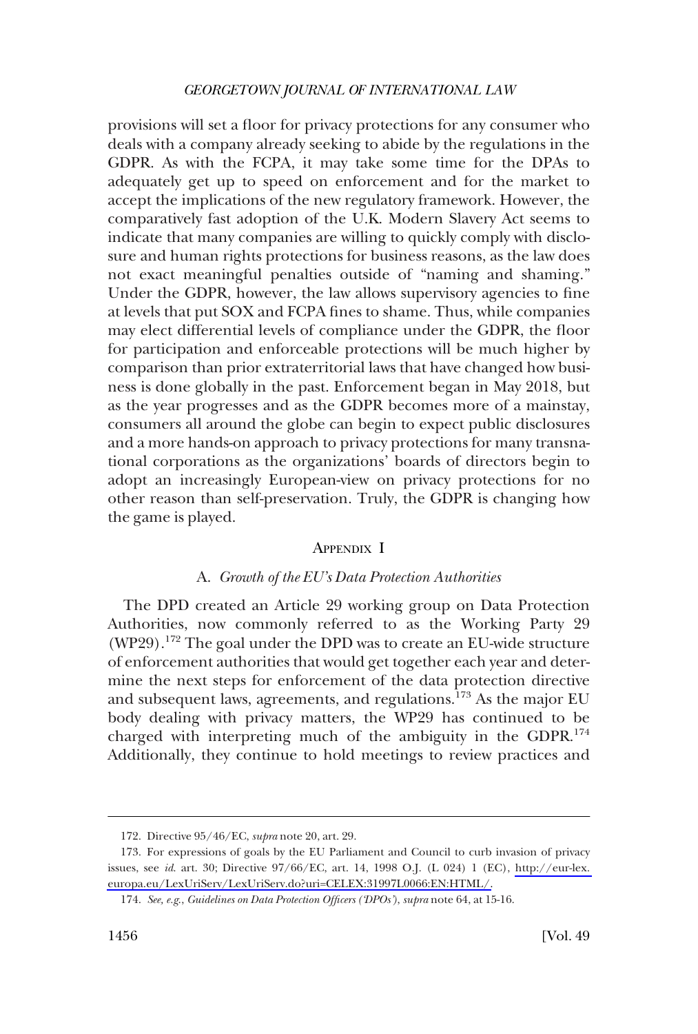provisions will set a floor for privacy protections for any consumer who deals with a company already seeking to abide by the regulations in the GDPR. As with the FCPA, it may take some time for the DPAs to adequately get up to speed on enforcement and for the market to accept the implications of the new regulatory framework. However, the comparatively fast adoption of the U.K. Modern Slavery Act seems to indicate that many companies are willing to quickly comply with disclosure and human rights protections for business reasons, as the law does not exact meaningful penalties outside of "naming and shaming." Under the GDPR, however, the law allows supervisory agencies to fine at levels that put SOX and FCPA fines to shame. Thus, while companies may elect differential levels of compliance under the GDPR, the floor for participation and enforceable protections will be much higher by comparison than prior extraterritorial laws that have changed how business is done globally in the past. Enforcement began in May 2018, but as the year progresses and as the GDPR becomes more of a mainstay, consumers all around the globe can begin to expect public disclosures and a more hands-on approach to privacy protections for many transnational corporations as the organizations' boards of directors begin to adopt an increasingly European-view on privacy protections for no other reason than self-preservation. Truly, the GDPR is changing how the game is played.

## Appendix I

### A. *Growth of the EU's Data Protection Authorities*

The DPD created an Article 29 working group on Data Protection Authorities, now commonly referred to as the Working Party 29 (WP29).[172] The goal under the DPD was to create an EU-wide structure of enforcement authorities that would get together each year and determine the next steps for enforcement of the data protection directive and subsequent laws, agreements, and regulations.[173] As the major EU body dealing with privacy matters, the WP29 has continued to be charged with interpreting much of the ambiguity in the GDPR.[174] Additionally, they continue to hold meetings to review practices and

---

172. Directive 95/46/EC, *supra* note 20, art. 29.

173. For expressions of goals by the EU Parliament and Council to curb invasion of privacy issues, see *id.* art. 30; Directive 97/66/EC, art. 14, 1998 O.J. (L 024) 1 (EC), http://eur-lex.europa.eu/LexUriServ/LexUriServ.do?uri=CELEX:31997L0066:EN:HTML/.

174. *See, e.g.*, *Guidelines on Data Protection Officers ('DPOs')*, *supra* note 64, at 15-16.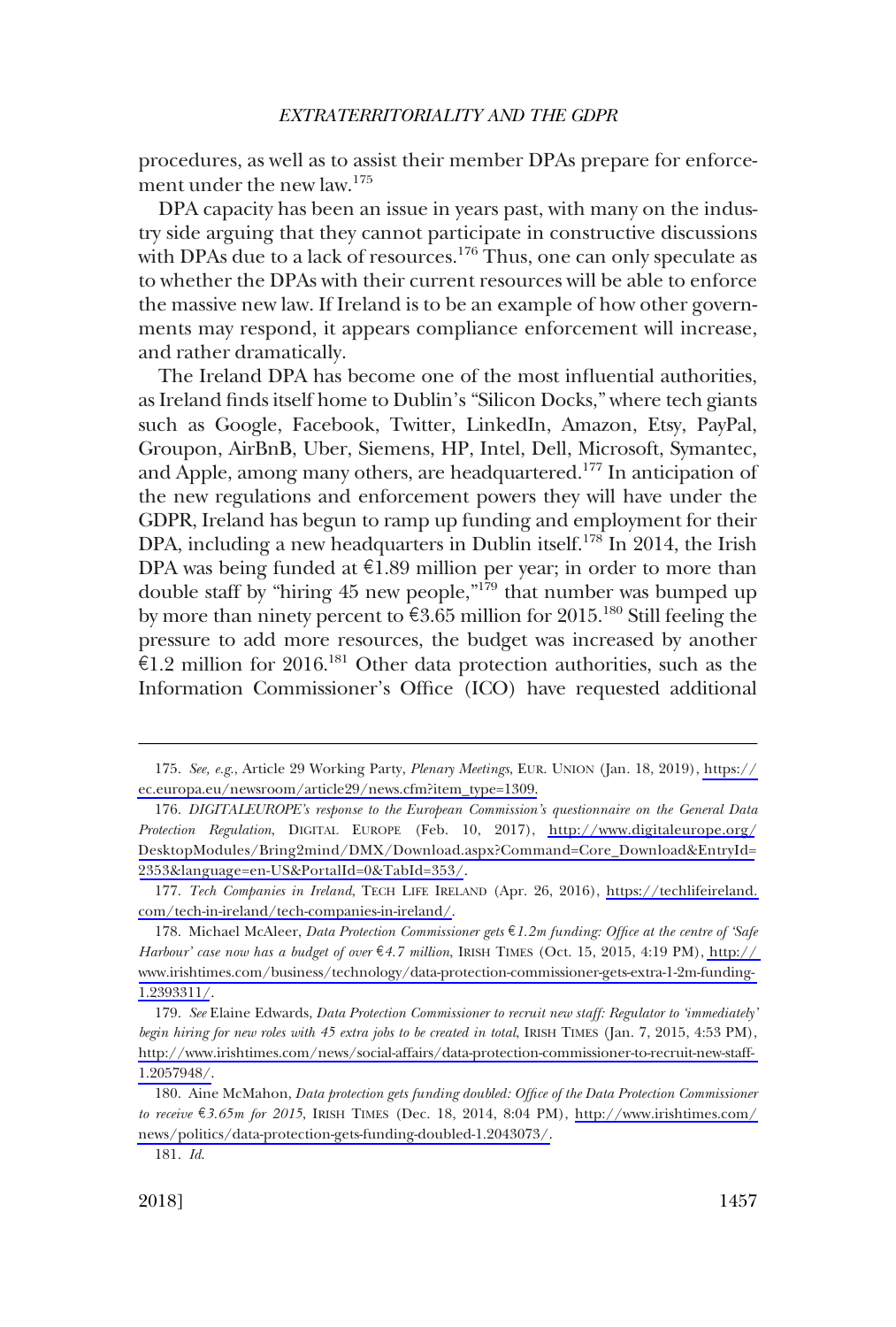procedures, as well as to assist their member DPAs prepare for enforcement under the new law.[175]

DPA capacity has been an issue in years past, with many on the industry side arguing that they cannot participate in constructive discussions with DPAs due to a lack of resources.[176] Thus, one can only speculate as to whether the DPAs with their current resources will be able to enforce the massive new law. If Ireland is to be an example of how other governments may respond, it appears compliance enforcement will increase, and rather dramatically.

The Ireland DPA has become one of the most influential authorities, as Ireland finds itself home to Dublin's "Silicon Docks," where tech giants such as Google, Facebook, Twitter, LinkedIn, Amazon, Etsy, PayPal, Groupon, AirBnB, Uber, Siemens, HP, Intel, Dell, Microsoft, Symantec, and Apple, among many others, are headquartered.[177] In anticipation of the new regulations and enforcement powers they will have under the GDPR, Ireland has begun to ramp up funding and employment for their DPA, including a new headquarters in Dublin itself.[178] In 2014, the Irish DPA was being funded at €1.89 million per year; in order to more than double staff by "hiring 45 new people,"[179] that number was bumped up by more than ninety percent to €3.65 million for 2015.[180] Still feeling the pressure to add more resources, the budget was increased by another €1.2 million for 2016.[181] Other data protection authorities, such as the Information Commissioner's Office (ICO) have requested additional

---

175. *See, e.g.*, Article 29 Working Party, *Plenary Meetings*, EUR. UNION (Jan. 18, 2019), https://ec.europa.eu/newsroom/article29/news.cfm?item_type=1309.

176. *DIGITALEUROPE's response to the European Commission's questionnaire on the General Data Protection Regulation*, DIGITAL EUROPE (Feb. 10, 2017), http://www.digitaleurope.org/DesktopModules/Bring2mind/DMX/Download.aspx?Command=Core_Download&EntryId=2353&language=en-US&PortalId=0&TabId=353/.

177. *Tech Companies in Ireland*, TECH LIFE IRELAND (Apr. 26, 2016), https://techlifeireland.com/tech-in-ireland/tech-companies-in-ireland/.

178. Michael McAleer, *Data Protection Commissioner gets €1.2m funding: Office at the centre of 'Safe Harbour' case now has a budget of over €4.7 million*, IRISH TIMES (Oct. 15, 2015, 4:19 PM), http://www.irishtimes.com/business/technology/data-protection-commissioner-gets-extra-1-2m-funding-1.2393311/.

179. *See* Elaine Edwards, *Data Protection Commissioner to recruit new staff: Regulator to 'immediately' begin hiring for new roles with 45 extra jobs to be created in total*, IRISH TIMES (Jan. 7, 2015, 4:53 PM), http://www.irishtimes.com/news/social-affairs/data-protection-commissioner-to-recruit-new-staff-1.2057948/.

180. Aine McMahon, *Data protection gets funding doubled: Office of the Data Protection Commissioner to receive €3.65m for 2015*, IRISH TIMES (Dec. 18, 2014, 8:04 PM), http://www.irishtimes.com/news/politics/data-protection-gets-funding-doubled-1.2043073/.

181. *Id*.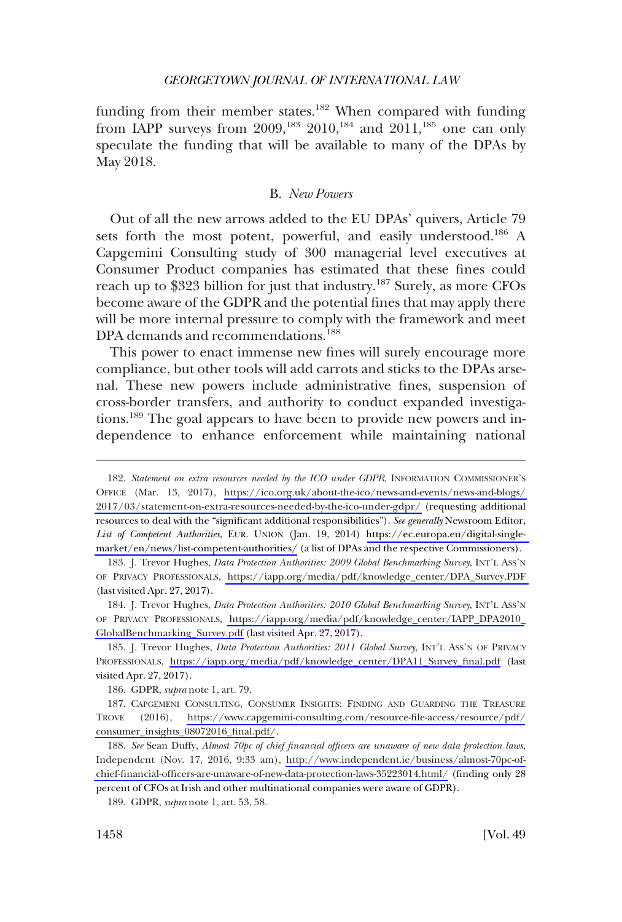funding from their member states.[182] When compared with funding from IAPP surveys from 2009,[183] 2010,[184] and 2011,[185] one can only speculate the funding that will be available to many of the DPAs by May 2018.

### B. *New Powers*

Out of all the new arrows added to the EU DPAs' quivers, Article 79 sets forth the most potent, powerful, and easily understood.[186] A Capgemini Consulting study of 300 managerial level executives at Consumer Product companies has estimated that these fines could reach up to $323 billion for just that industry.[187] Surely, as more CFOs become aware of the GDPR and the potential fines that may apply there will be more internal pressure to comply with the framework and meet DPA demands and recommendations.[188]

This power to enact immense new fines will surely encourage more compliance, but other tools will add carrots and sticks to the DPAs arsenal. These new powers include administrative fines, suspension of cross-border transfers, and authority to conduct expanded investigations.[189] The goal appears to have been to provide new powers and independence to enhance enforcement while maintaining national

---

182. *Statement on extra resources needed by the ICO under GDPR*, INFORMATION COMMISSIONER'S OFFICE (Mar. 13, 2017), https://ico.org.uk/about-the-ico/news-and-events/news-and-blogs/2017/03/statement-on-extra-resources-needed-by-the-ico-under-gdpr/ (requesting additional resources to deal with the "significant additional responsibilities"). *See generally* Newsroom Editor, *List of Competent Authorities*, EUR. UNION (Jan. 19, 2014) https://ec.europa.eu/digital-single-market/en/news/list-competent-authorities/ (a list of DPAs and the respective Commissioners).

183. J. Trevor Hughes, *Data Protection Authorities: 2009 Global Benchmarking Survey*, INT'L ASS'N OF PRIVACY PROFESSIONALS, https://iapp.org/media/pdf/knowledge_center/DPA_Survey.PDF (last visited Apr. 27, 2017).

184. J. Trevor Hughes, *Data Protection Authorities: 2010 Global Benchmarking Survey*, INT'L ASS'N OF PRIVACY PROFESSIONALS, https://iapp.org/media/pdf/knowledge_center/IAPP_DPA2010_GlobalBenchmarking_Survey.pdf (last visited Apr. 27, 2017).

185. J. Trevor Hughes, *Data Protection Authorities: 2011 Global Survey*, INT'L ASS'N OF PRIVACY PROFESSIONALS, https://iapp.org/media/pdf/knowledge_center/DPA11_Survey_final.pdf (last visited Apr. 27, 2017).

186. GDPR, *supra* note 1, art. 79.

187. CAPGEMENI CONSULTING, CONSUMER INSIGHTS: FINDING AND GUARDING THE TREASURE TROVE (2016), https://www.capgemini-consulting.com/resource-file-access/resource/pdf/consumer_insights_08072016_final.pdf/.

188. *See* Sean Duffy, *Almost 70pc of chief financial officers are unaware of new data protection laws*, Independent (Nov. 17, 2016, 9:33 am), http://www.independent.ie/business/almost-70pc-of-chief-financial-officers-are-unaware-of-new-data-protection-laws-35223014.html/ (finding only 28 percent of CFOs at Irish and other multinational companies were aware of GDPR).

189. GDPR, *supra* note 1, art. 53, 58.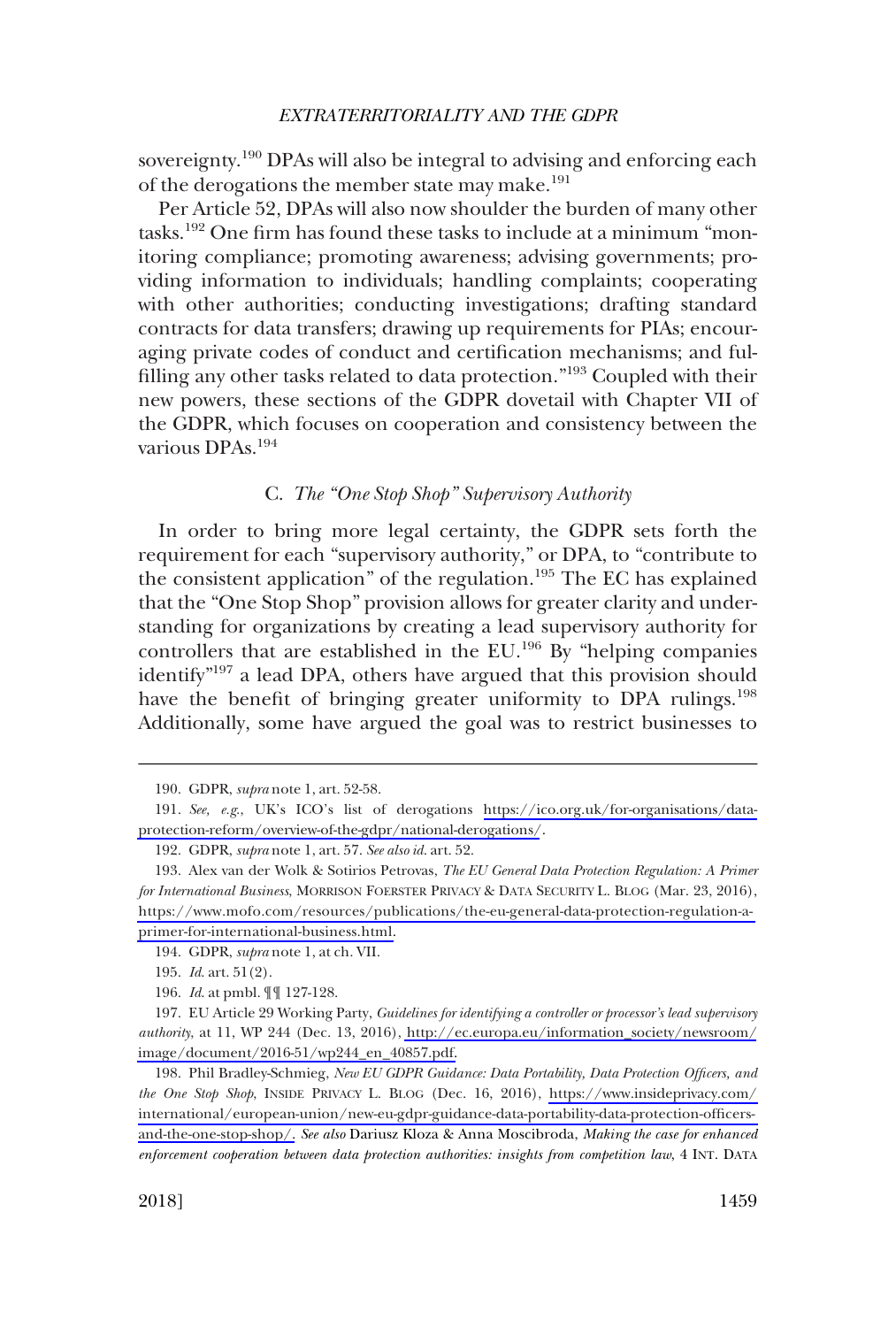sovereignty.[190] DPAs will also be integral to advising and enforcing each of the derogations the member state may make.[191]

Per Article 52, DPAs will also now shoulder the burden of many other tasks.[192] One firm has found these tasks to include at a minimum "monitoring compliance; promoting awareness; advising governments; providing information to individuals; handling complaints; cooperating with other authorities; conducting investigations; drafting standard contracts for data transfers; drawing up requirements for PIAs; encouraging private codes of conduct and certification mechanisms; and fulfilling any other tasks related to data protection."[193] Coupled with their new powers, these sections of the GDPR dovetail with Chapter VII of the GDPR, which focuses on cooperation and consistency between the various DPAs.[194]

### C. *The "One Stop Shop" Supervisory Authority*

In order to bring more legal certainty, the GDPR sets forth the requirement for each "supervisory authority," or DPA, to "contribute to the consistent application" of the regulation.[195] The EC has explained that the "One Stop Shop" provision allows for greater clarity and understanding for organizations by creating a lead supervisory authority for controllers that are established in the EU.[196] By "helping companies identify"[197] a lead DPA, others have argued that this provision should have the benefit of bringing greater uniformity to DPA rulings.[198] Additionally, some have argued the goal was to restrict businesses to

---

190. GDPR, *supra* note 1, art. 52-58.

191. *See, e.g.*, UK's ICO's list of derogations https://ico.org.uk/for-organisations/data-protection-reform/overview-of-the-gdpr/national-derogations/.

192. GDPR, *supra* note 1, art. 57. *See also id.* art. 52.

193. Alex van der Wolk & Sotirios Petrovas, *The EU General Data Protection Regulation: A Primer for International Business*, MORRISON FOERSTER PRIVACY & DATA SECURITY L. BLOG (Mar. 23, 2016), https://www.mofo.com/resources/publications/the-eu-general-data-protection-regulation-a-primer-for-international-business.html.

194. GDPR, *supra* note 1, at ch. VII.

195. *Id.* art. 51(2).

196. *Id.* at pmbl. ¶¶ 127-128.

197. EU Article 29 Working Party, *Guidelines for identifying a controller or processor's lead supervisory authority*, at 11, WP 244 (Dec. 13, 2016), http://ec.europa.eu/information_society/newsroom/image/document/2016-51/wp244_en_40857.pdf.

198. Phil Bradley-Schmieg, *New EU GDPR Guidance: Data Portability, Data Protection Officers, and the One Stop Shop*, INSIDE PRIVACY L. BLOG (Dec. 16, 2016), https://www.insideprivacy.com/international/european-union/new-eu-gdpr-guidance-data-portability-data-protection-officers-and-the-one-stop-shop/. *See also* Dariusz Kloza & Anna Moscibroda, *Making the case for enhanced enforcement cooperation between data protection authorities: insights from competition law*, 4 INT. DATA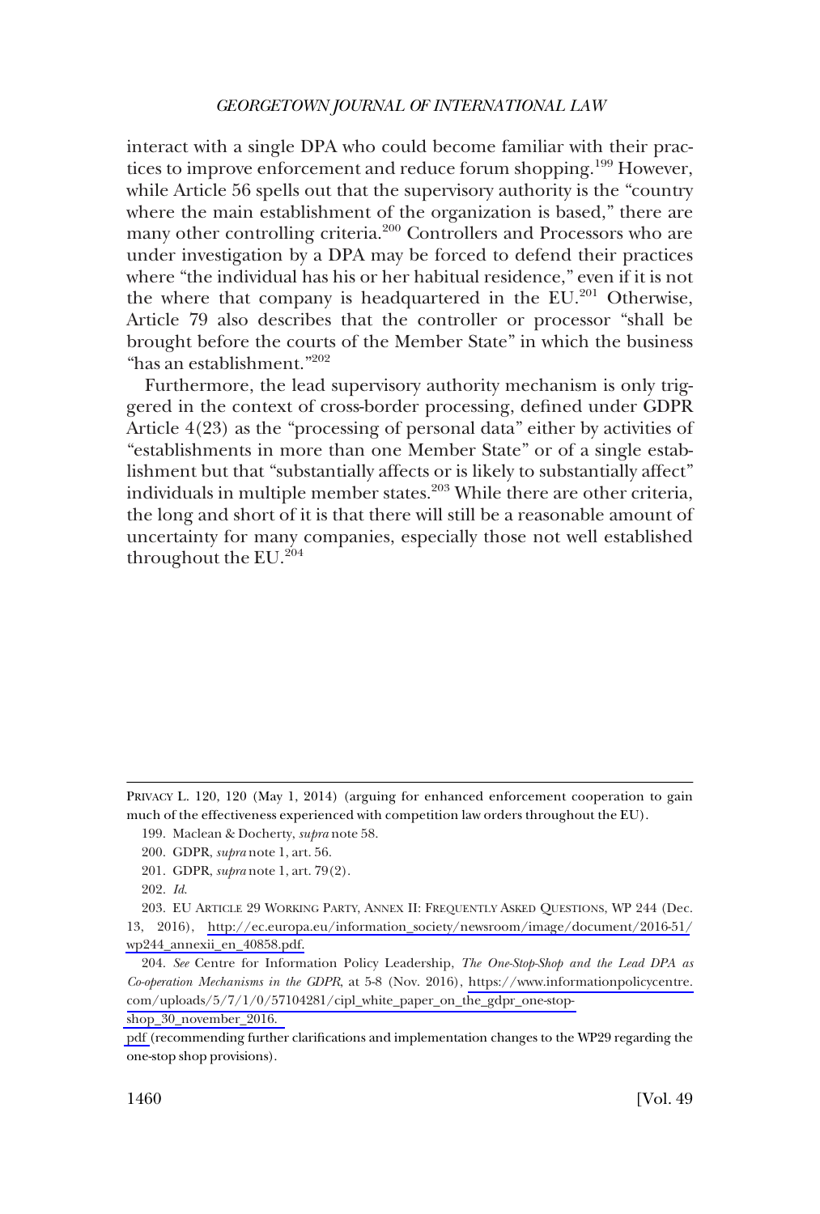interact with a single DPA who could become familiar with their practices to improve enforcement and reduce forum shopping.[199] However, while Article 56 spells out that the supervisory authority is the "country where the main establishment of the organization is based," there are many other controlling criteria.[200] Controllers and Processors who are under investigation by a DPA may be forced to defend their practices where "the individual has his or her habitual residence," even if it is not the where that company is headquartered in the EU.[201] Otherwise, Article 79 also describes that the controller or processor "shall be brought before the courts of the Member State" in which the business "has an establishment."[202]

Furthermore, the lead supervisory authority mechanism is only triggered in the context of cross-border processing, defined under GDPR Article 4(23) as the "processing of personal data" either by activities of "establishments in more than one Member State" or of a single establishment but that "substantially affects or is likely to substantially affect" individuals in multiple member states.[203] While there are other criteria, the long and short of it is that there will still be a reasonable amount of uncertainty for many companies, especially those not well established throughout the EU.[204]

---

PRIVACY L. 120, 120 (May 1, 2014) (arguing for enhanced enforcement cooperation to gain much of the effectiveness experienced with competition law orders throughout the EU).

199. Maclean & Docherty, *supra* note 58.

200. GDPR, *supra* note 1, art. 56.

201. GDPR, *supra* note 1, art. 79(2).

202. *Id*.

203. EU ARTICLE 29 WORKING PARTY, ANNEX II: FREQUENTLY ASKED QUESTIONS, WP 244 (Dec. 13, 2016), http://ec.europa.eu/information_society/newsroom/image/document/2016-51/wp244_annexii_en_40858.pdf.

204. *See* Centre for Information Policy Leadership, *The One-Stop-Shop and the Lead DPA as Co-operation Mechanisms in the GDPR*, at 5-8 (Nov. 2016), https://www.informationpolicycentre.com/uploads/5/7/1/0/57104281/cipl_white_paper_on_the_gdpr_one-stop-shop_30_november_2016.pdf (recommending further clarifications and implementation changes to the WP29 regarding the one-stop shop provisions).